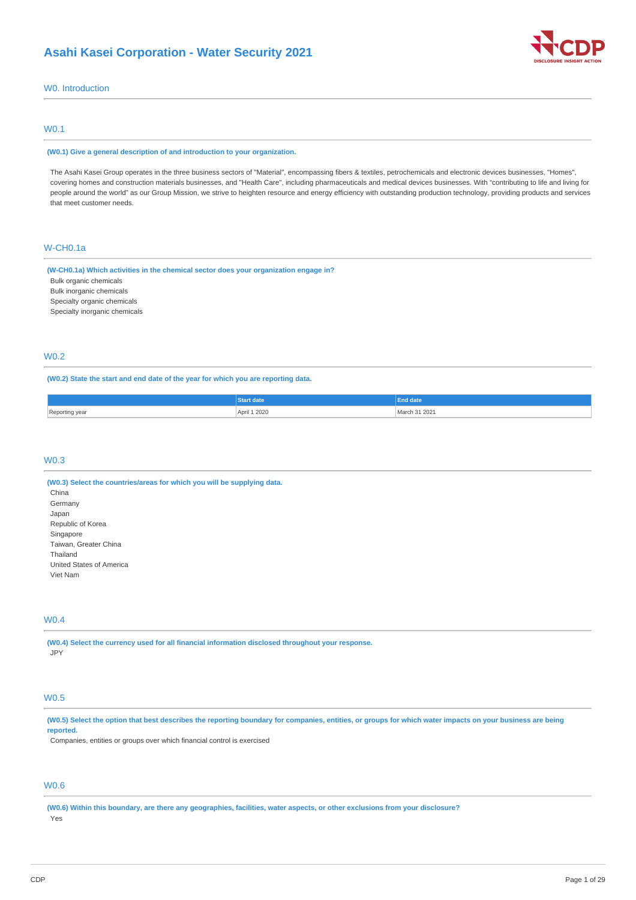# Asahi Kasei Corporation - Water Security 2021

## W0. Introduction

### W0.1

**(W0.1) Give a general description of and introduction to your organization.**

The Asahi Kasei Group operates in the three business sectors of "Material", encompassing fibers & textiles, petrochemicals and electronic devices businesses, "Homes", covering homes and construction materials businesses, and "Health Care", including pharmaceuticals and medical devices businesses. With "contributing to life and living for people around the world" as our Group Mission, we strive to heighten resource and energy efficiency with outstanding production technology, providing products and services that meet customer needs.

### W-CH0.1a

**(W-CH0.1a) Which activities in the chemical sector does your organization engage in?**

Bulk organic chemicals
Bulk inorganic chemicals
Specialty organic chemicals
Specialty inorganic chemicals

### W0.2

**(W0.2) State the start and end date of the year for which you are reporting data.**

| | Start date | End date |
|---|---|---|
| Reporting year | April 1 2020 | March 31 2021 |

### W0.3

**(W0.3) Select the countries/areas for which you will be supplying data.**

China
Germany
Japan
Republic of Korea
Singapore
Taiwan, Greater China
Thailand
United States of America
Viet Nam

### W0.4

**(W0.4) Select the currency used for all financial information disclosed throughout your response.**

JPY

### W0.5

**(W0.5) Select the option that best describes the reporting boundary for companies, entities, or groups for which water impacts on your business are being reported.**

Companies, entities or groups over which financial control is exercised

### W0.6

**(W0.6) Within this boundary, are there any geographies, facilities, water aspects, or other exclusions from your disclosure?**

Yes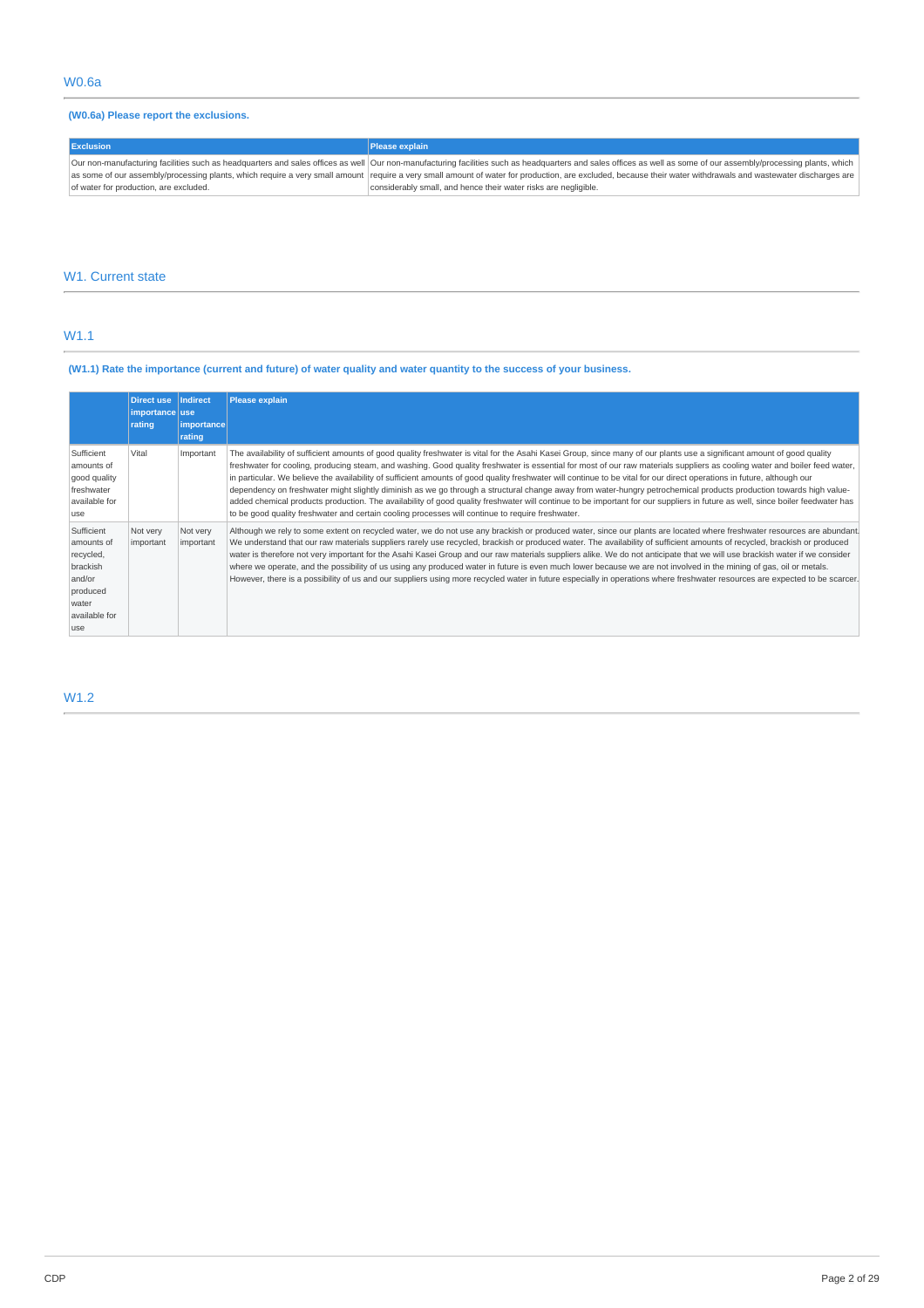## W0.6a

**(W0.6a) Please report the exclusions.**

| Exclusion | Please explain |
|---|---|
| Our non-manufacturing facilities such as headquarters and sales offices as well as some of our assembly/processing plants, which require a very small amount of water for production, are excluded. | Our non-manufacturing facilities such as headquarters and sales offices as well as some of our assembly/processing plants, which require a very small amount of water for production, are excluded, because their water withdrawals and wastewater discharges are considerably small, and hence their water risks are negligible. |

## W1. Current state

## W1.1

**(W1.1) Rate the importance (current and future) of water quality and water quantity to the success of your business.**

| | Direct use importance rating | Indirect use importance rating | Please explain |
|---|---|---|---|
| Sufficient amounts of good quality freshwater available for use | Vital | Important | The availability of sufficient amounts of good quality freshwater is vital for the Asahi Kasei Group, since many of our plants use a significant amount of good quality freshwater for cooling, producing steam, and washing. Good quality freshwater is essential for most of our raw materials suppliers as cooling water and boiler feed water, in particular. We believe the availability of sufficient amounts of good quality freshwater will continue to be vital for our direct operations in future, although our dependency on freshwater might slightly diminish as we go through a structural change away from water-hungry petrochemical products production towards high value-added chemical products production. The availability of good quality freshwater will continue to be important for our suppliers in future as well, since boiler feedwater has to be good quality freshwater and certain cooling processes will continue to require freshwater. |
| Sufficient amounts of recycled, brackish and/or produced water available for use | Not very important | Not very important | Although we rely to some extent on recycled water, we do not use any brackish or produced water, since our plants are located where freshwater resources are abundant. We understand that our raw materials suppliers rarely use recycled, brackish or produced water. The availability of sufficient amounts of recycled, brackish or produced water is therefore not very important for the Asahi Kasei Group and our raw materials suppliers alike. We do not anticipate that we will use brackish water if we consider where we operate, and the possibility of us using any produced water in future is even much lower because we are not involved in the mining of gas, oil or metals. However, there is a possibility of us and our suppliers using more recycled water in future especially in operations where freshwater resources are expected to be scarcer. |

## W1.2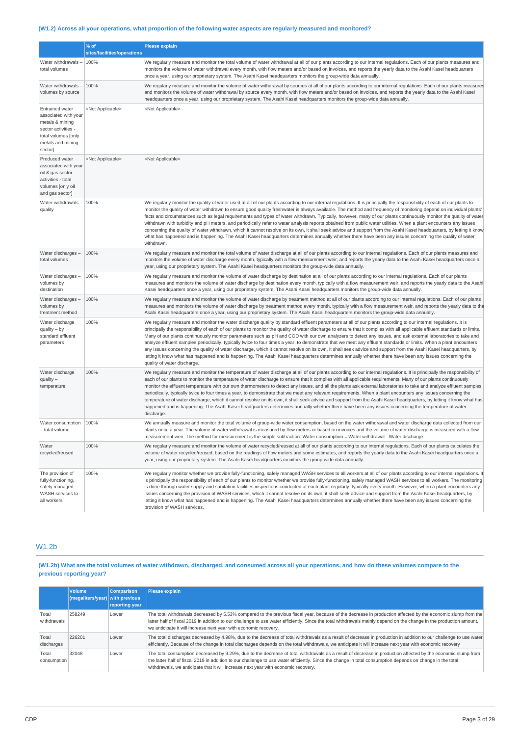**(W1.2) Across all your operations, what proportion of the following water aspects are regularly measured and monitored?**

| | % of sites/facilities/operations | Please explain |
|---|---|---|
| Water withdrawals – total volumes | 100% | We regularly measure and monitor the total volume of water withdrawal at all of our plants according to our internal regulations. Each of our plants measures and monitors the volume of water withdrawal every month, with flow meters and/or based on invoices, and reports the yearly data to the Asahi Kasei headquarters once a year, using our proprietary system. The Asahi Kasei headquarters monitors the group-wide data annually. |
| Water withdrawals – volumes by source | 100% | We regularly measure and monitor the volume of water withdrawal by sources at all of our plants according to our internal regulations. Each of our plants measures and monitors the volume of water withdrawal by source every month, with flow meters and/or based on invoices, and reports the yearly data to the Asahi Kasei headquarters once a year, using our proprietary system. The Asahi Kasei headquarters monitors the group-wide data annually. |
| Entrained water associated with your metals & mining sector activities - total volumes [only metals and mining sector] | <Not Applicable> | <Not Applicable> |
| Produced water associated with your oil & gas sector activities - total volumes [only oil and gas sector] | <Not Applicable> | <Not Applicable> |
| Water withdrawals quality | 100% | We regularly monitor the quality of water used at all of our plants according to our internal regulations. It is principally the responsibility of each of our plants to monitor the quality of water withdrawn to ensure good quality freshwater is always available. The method and frequency of monitoring depend on individual plants' facts and circumstances such as legal requirements and types of water withdrawn. Typically, however, many of our plants continuously monitor the quality of water withdrawn with turbidity and pH meters, and periodically refer to water analysis reports obtained from public water utilities. When a plant encounters any issues concerning the quality of water withdrawn, which it cannot resolve on its own, it shall seek advice and support from the Asahi Kasei headquarters, by letting it know what has happened and is happening. The Asahi Kasei headquarters determines annually whether there have been any issues concerning the quality of water withdrawn. |
| Water discharges – total volumes | 100% | We regularly measure and monitor the total volume of water discharge at all of our plants according to our internal regulations. Each of our plants measures and monitors the volume of water discharge every month, typically with a flow measurement weir, and reports the yearly data to the Asahi Kasei headquarters once a year, using our proprietary system. The Asahi Kasei headquarters monitors the group-wide data annually. |
| Water discharges – volumes by destination | 100% | We regularly measure and monitor the volume of water discharge by destination at all of our plants according to our internal regulations. Each of our plants measures and monitors the volume of water discharge by destination every month, typically with a flow measurement weir, and reports the yearly data to the Asahi Kasei headquarters once a year, using our proprietary system. The Asahi Kasei headquarters monitors the group-wide data annually. |
| Water discharges – volumes by treatment method | 100% | We regularly measure and monitor the volume of water discharge by treatment method at all of our plants according to our internal regulations. Each of our plants measures and monitors the volume of water discharge by treatment method every month, typically with a flow measurement weir, and reports the yearly data to the Asahi Kasei headquarters once a year, using our proprietary system. The Asahi Kasei headquarters monitors the group-wide data annually. |
| Water discharge quality – by standard effluent parameters | 100% | We regularly measure and monitor the water discharge quality by standard effluent parameters at all of our plants according to our internal regulations. It is principally the responsibility of each of our plants to monitor the quality of water discharge to ensure that it complies with all applicable effluent standards or limits. Many of our plants continuously monitor parameters such as pH and COD with our own analyzers to detect any issues, and ask external laboratories to take and analyze effluent samples periodically, typically twice to four times a year, to demonstrate that we meet any effluent standards or limits. When a plant encounters any issues concerning the quality of water discharge, which it cannot resolve on its own, it shall seek advice and support from the Asahi Kasei headquarters, by letting it know what has happened and is happening. The Asahi Kasei headquarters determines annually whether there have been any issues concerning the quality of water discharge. |
| Water discharge quality – temperature | 100% | We regularly measure and monitor the temperature of water discharge at all of our plants according to our internal regulations. It is principally the responsibility of each of our plants to monitor the temperature of water discharge to ensure that it complies with all applicable requirements. Many of our plants continuously monitor the effluent temperature with our own thermometers to detect any issues, and all the plants ask external laboratories to take and analyze effluent samples periodically, typically twice to four times a year, to demonstrate that we meet any relevant requirements. When a plant encounters any issues concerning the temperature of water discharge, which it cannot resolve on its own, it shall seek advice and support from the Asahi Kasei headquarters, by letting it know what has happened and is happening. The Asahi Kasei headquarters determines annually whether there have been any issues concerning the temperature of water discharge. |
| Water consumption – total volume | 100% | We annually measure and monitor the total volume of group-wide water consumption, based on the water withdrawal and water discharge data collected from our plants once a year. The volume of water withdrawal is measured by flow meters or based on invoices and the volume of water discharge is measured with a flow measurement weir. The method for measurement is the simple subtraction: Water consumption = Water withdrawal - Water discharge. |
| Water recycled/reused | 100% | We regularly measure and monitor the volume of water recycled/reused at all of our plants according to our internal regulations. Each of our plants calculates the volume of water recycled/reused, based on the readings of flow meters and some estimates, and reports the yearly data to the Asahi Kasei headquarters once a year, using our proprietary system. The Asahi Kasei headquarters monitors the group-wide data annually. |
| The provision of fully-functioning, safely managed WASH services to all workers | 100% | We regularly monitor whether we provide fully-functioning, safely managed WASH services to all workers at all of our plants according to our internal regulations. It is principally the responsibility of each of our plants to monitor whether we provide fully-functioning, safely managed WASH services to all workers. The monitoring is done through water supply and sanitation facilities inspections conducted at each plant regularly, typically every month. However, when a plant encounters any issues concerning the provision of WASH services, which it cannot resolve on its own, it shall seek advice and support from the Asahi Kasei headquarters, by letting it know what has happened and is happening. The Asahi Kasei headquarters determines annually whether there have been any issues concerning the provision of WASH services. |

## W1.2b

**(W1.2b) What are the total volumes of water withdrawn, discharged, and consumed across all your operations, and how do these volumes compare to the previous reporting year?**

| | Volume (megaliters/year) | Comparison with previous reporting year | Please explain |
|---|---|---|---|
| Total withdrawals | 258249 | Lower | The total withdrawals decreased by 5.53% compared to the previous fiscal year, because of the decrease in production affected by the economic slump from the latter half of fiscal 2019 in addition to our challenge to use water efficiently. Since the total withdrawals mainly depend on the change in the production amount, we anticipate it will increase next year with economic recovery. |
| Total discharges | 226201 | Lower | The total discharges decreased by 4.98%, due to the decrease of total withdrawals as a result of decrease in production in addition to our challenge to use water efficiently. Because of the change in total discharges depends on the total withdrawals, we anticipate it will increase next year with economic recovery |
| Total consumption | 32048 | Lower | The total consumption decreased by 9.29%, due to the decrease of total withdrawals as a result of decrease in production affected by the economic slump from the latter half of fiscal 2019 in addition to our challenge to use water efficiently. Since the change in total consumption depends on change in the total withdrawals, we anticipate that it will increase next year with economic recovery. |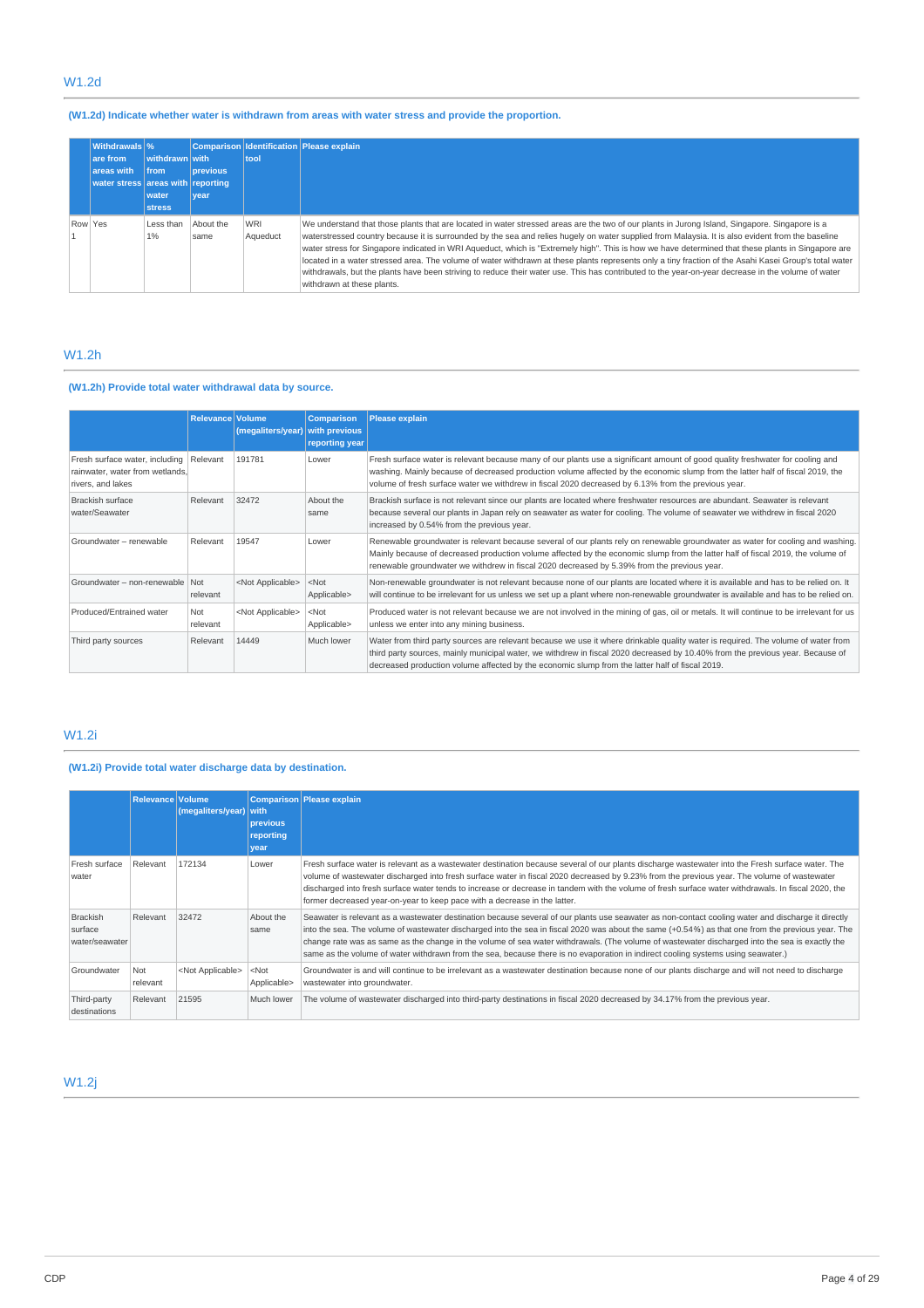## W1.2d

**(W1.2d) Indicate whether water is withdrawn from areas with water stress and provide the proportion.**

| | Withdrawals are from areas with water stress | % withdrawn from areas with water stress | Comparison with previous reporting year | Identification tool | Please explain |
|---|---|---|---|---|---|
| Row 1 | Yes | Less than 1% | About the same | WRI Aqueduct | We understand that those plants that are located in water stressed areas are the two of our plants in Jurong Island, Singapore. Singapore is a waterstressed country because it is surrounded by the sea and relies hugely on water supplied from Malaysia. It is also evident from the baseline water stress for Singapore indicated in WRI Aqueduct, which is "Extremely high". This is how we have determined that these plants in Singapore are located in a water stressed area. The volume of water withdrawn at these plants represents only a tiny fraction of the Asahi Kasei Group's total water withdrawals, but the plants have been striving to reduce their water use. This has contributed to the year-on-year decrease in the volume of water withdrawn at these plants. |

## W1.2h

**(W1.2h) Provide total water withdrawal data by source.**

| | Relevance | Volume (megaliters/year) | Comparison with previous reporting year | Please explain |
|---|---|---|---|---|
| Fresh surface water, including rainwater, water from wetlands, rivers, and lakes | Relevant | 191781 | Lower | Fresh surface water is relevant because many of our plants use a significant amount of good quality freshwater for cooling and washing. Mainly because of decreased production volume affected by the economic slump from the latter half of fiscal 2019, the volume of fresh surface water we withdrew in fiscal 2020 decreased by 6.13% from the previous year. |
| Brackish surface water/Seawater | Relevant | 32472 | About the same | Brackish surface is not relevant since our plants are located where freshwater resources are abundant. Seawater is relevant because several our plants in Japan rely on seawater as water for cooling. The volume of seawater we withdrew in fiscal 2020 increased by 0.54% from the previous year. |
| Groundwater – renewable | Relevant | 19547 | Lower | Renewable groundwater is relevant because several of our plants rely on renewable groundwater as water for cooling and washing. Mainly because of decreased production volume affected by the economic slump from the latter half of fiscal 2019, the volume of renewable groundwater we withdrew in fiscal 2020 decreased by 5.39% from the previous year. |
| Groundwater – non-renewable | Not relevant | <Not Applicable> | <Not Applicable> | Non-renewable groundwater is not relevant because none of our plants are located where it is available and has to be relied on. It will continue to be irrelevant for us unless we set up a plant where non-renewable groundwater is available and has to be relied on. |
| Produced/Entrained water | Not relevant | <Not Applicable> | <Not Applicable> | Produced water is not relevant because we are not involved in the mining of gas, oil or metals. It will continue to be irrelevant for us unless we enter into any mining business. |
| Third party sources | Relevant | 14449 | Much lower | Water from third party sources are relevant because we use it where drinkable quality water is required. The volume of water from third party sources, mainly municipal water, we withdrew in fiscal 2020 decreased by 10.40% from the previous year. Because of decreased production volume affected by the economic slump from the latter half of fiscal 2019. |

## W1.2i

**(W1.2i) Provide total water discharge data by destination.**

| | Relevance | Volume (megaliters/year) | Comparison with previous reporting year | Please explain |
|---|---|---|---|---|
| Fresh surface water | Relevant | 172134 | Lower | Fresh surface water is relevant as a wastewater destination because several of our plants discharge wastewater into the Fresh surface water. The volume of wastewater discharged into fresh surface water in fiscal 2020 decreased by 9.23% from the previous year. The volume of wastewater discharged into fresh surface water tends to increase or decrease in tandem with the volume of fresh surface water withdrawals. In fiscal 2020, the former decreased year-on-year to keep pace with a decrease in the latter. |
| Brackish surface water/seawater | Relevant | 32472 | About the same | Seawater is relevant as a wastewater destination because several of our plants use seawater as non-contact cooling water and discharge it directly into the sea. The volume of wastewater discharged into the sea in fiscal 2020 was about the same (+0.54%) as that one from the previous year. The change rate was as same as the change in the volume of sea water withdrawals. (The volume of wastewater discharged into the sea is exactly the same as the volume of water withdrawn from the sea, because there is no evaporation in indirect cooling systems using seawater.) |
| Groundwater | Not relevant | <Not Applicable> | <Not Applicable> | Groundwater is and will continue to be irrelevant as a wastewater destination because none of our plants discharge and will not need to discharge wastewater into groundwater. |
| Third-party destinations | Relevant | 21595 | Much lower | The volume of wastewater discharged into third-party destinations in fiscal 2020 decreased by 34.17% from the previous year. |

## W1.2j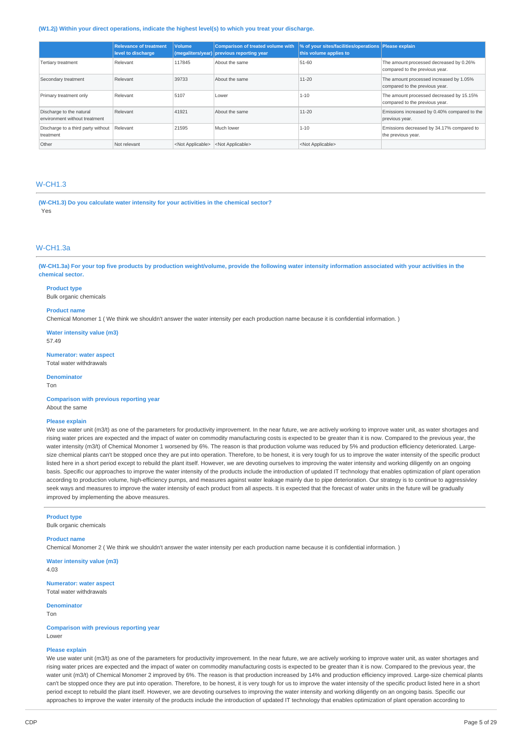**(W1.2j) Within your direct operations, indicate the highest level(s) to which you treat your discharge.**

| | Relevance of treatment level to discharge | Volume (megaliters/year) | Comparison of treated volume with previous reporting year | % of your sites/facilities/operations this volume applies to | Please explain |
|---|---|---|---|---|---|
| Tertiary treatment | Relevant | 117845 | About the same | 51-60 | The amount processed decreased by 0.26% compared to the previous year. |
| Secondary treatment | Relevant | 39733 | About the same | 11-20 | The amount processed increased by 1.05% compared to the previous year. |
| Primary treatment only | Relevant | 5107 | Lower | 1-10 | The amount processed decreased by 15.15% compared to the previous year. |
| Discharge to the natural environment without treatment | Relevant | 41921 | About the same | 11-20 | Emissions increased by 0.40% compared to the previous year. |
| Discharge to a third party without treatment | Relevant | 21595 | Much lower | 1-10 | Emissions decreased by 34.17% compared to the previous year. |
| Other | Not relevant | <Not Applicable> | <Not Applicable> | <Not Applicable> | |

## W-CH1.3

**(W-CH1.3) Do you calculate water intensity for your activities in the chemical sector?**

Yes

## W-CH1.3a

**(W-CH1.3a) For your top five products by production weight/volume, provide the following water intensity information associated with your activities in the chemical sector.**

**Product type**

Bulk organic chemicals

**Product name**

Chemical Monomer 1 ( We think we shouldn't answer the water intensity per each production name because it is confidential information. )

**Water intensity value (m3)**

57.49

**Numerator: water aspect**

Total water withdrawals

**Denominator**

Ton

**Comparison with previous reporting year**

About the same

**Please explain**

We use water unit (m3/t) as one of the parameters for productivity improvement. In the near future, we are actively working to improve water unit, as water shortages and rising water prices are expected and the impact of water on commodity manufacturing costs is expected to be greater than it is now. Compared to the previous year, the water intensity (m3/t) of Chemical Monomer 1 worsened by 6%. The reason is that production volume was reduced by 5% and production efficiency deteriorated. Large-size chemical plants can't be stopped once they are put into operation. Therefore, to be honest, it is very tough for us to improve the water intensity of the specific product listed here in a short period except to rebuild the plant itself. However, we are devoting ourselves to improving the water intensity and working diligently on an ongoing basis. Specific our approaches to improve the water intensity of the products include the introduction of updated IT technology that enables optimization of plant operation according to production volume, high-efficiency pumps, and measures against water leakage mainly due to pipe deterioration. Our strategy is to continue to aggressivley seek ways and measures to improve the water intensity of each product from all aspects. It is expected that the forecast of water units in the future will be gradually improved by implementing the above measures.

---

**Product type**

Bulk organic chemicals

**Product name**

Chemical Monomer 2 ( We think we shouldn't answer the water intensity per each production name because it is confidential information. )

**Water intensity value (m3)**

4.03

**Numerator: water aspect**

Total water withdrawals

**Denominator**

Ton

**Comparison with previous reporting year**

Lower

**Please explain**

We use water unit (m3/t) as one of the parameters for productivity improvement. In the near future, we are actively working to improve water unit, as water shortages and rising water prices are expected and the impact of water on commodity manufacturing costs is expected to be greater than it is now. Compared to the previous year, the water unit (m3/t) of Chemical Monomer 2 improved by 6%. The reason is that production increased by 14% and production efficiency improved. Large-size chemical plants can't be stopped once they are put into operation. Therefore, to be honest, it is very tough for us to improve the water intensity of the specific product listed here in a short period except to rebuild the plant itself. However, we are devoting ourselves to improving the water intensity and working diligently on an ongoing basis. Specific our approaches to improve the water intensity of the products include the introduction of updated IT technology that enables optimization of plant operation according to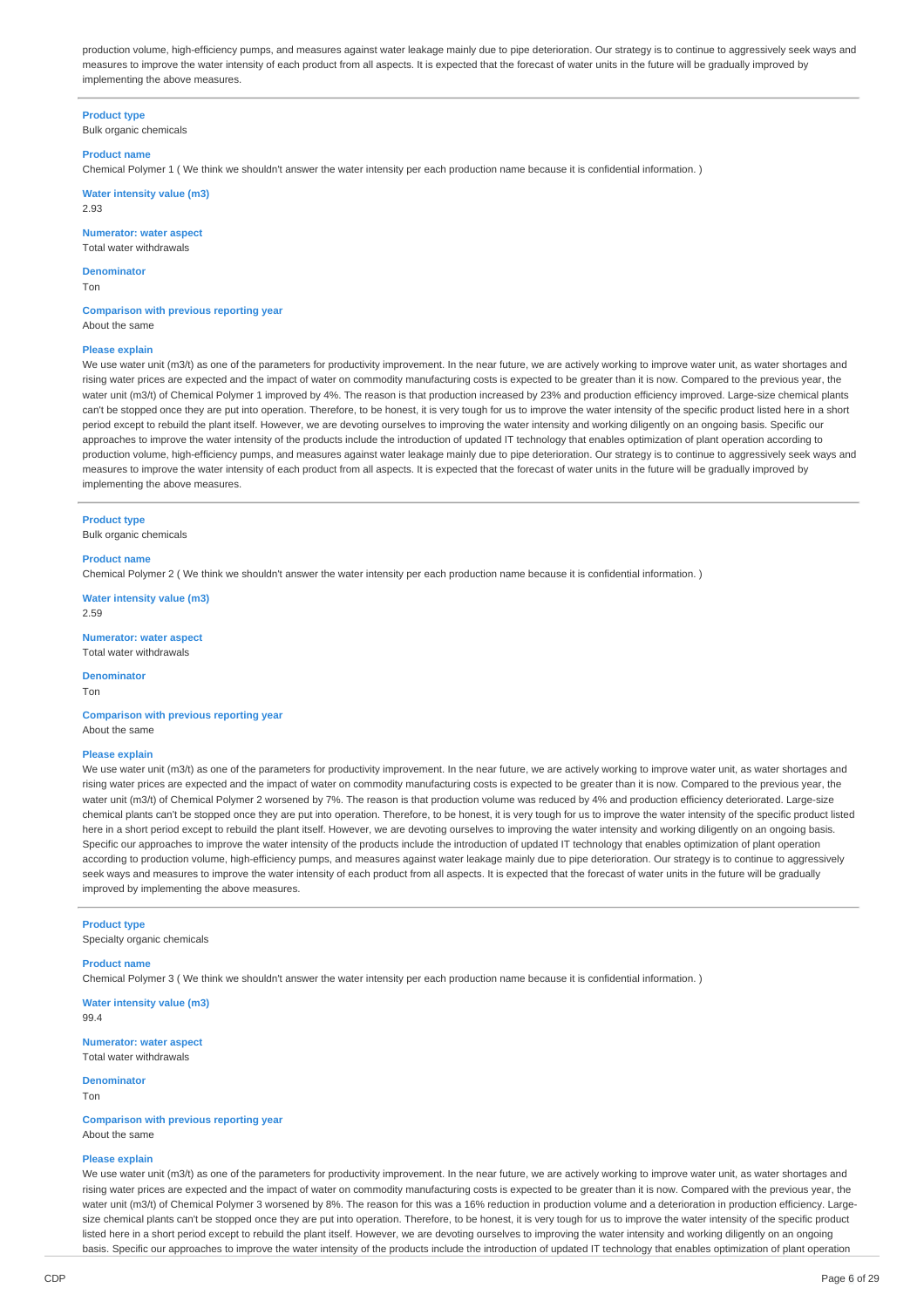production volume, high-efficiency pumps, and measures against water leakage mainly due to pipe deterioration. Our strategy is to continue to aggressively seek ways and measures to improve the water intensity of each product from all aspects. It is expected that the forecast of water units in the future will be gradually improved by implementing the above measures.

---

**Product type**

Bulk organic chemicals

**Product name**

Chemical Polymer 1 ( We think we shouldn't answer the water intensity per each production name because it is confidential information. )

**Water intensity value (m3)**

2.93

**Numerator: water aspect**

Total water withdrawals

**Denominator**

Ton

**Comparison with previous reporting year**

About the same

**Please explain**

We use water unit (m3/t) as one of the parameters for productivity improvement. In the near future, we are actively working to improve water unit, as water shortages and rising water prices are expected and the impact of water on commodity manufacturing costs is expected to be greater than it is now. Compared to the previous year, the water unit (m3/t) of Chemical Polymer 1 improved by 4%. The reason is that production increased by 23% and production efficiency improved. Large-size chemical plants can't be stopped once they are put into operation. Therefore, to be honest, it is very tough for us to improve the water intensity of the specific product listed here in a short period except to rebuild the plant itself. However, we are devoting ourselves to improving the water intensity and working diligently on an ongoing basis. Specific our approaches to improve the water intensity of the products include the introduction of updated IT technology that enables optimization of plant operation according to production volume, high-efficiency pumps, and measures against water leakage mainly due to pipe deterioration. Our strategy is to continue to aggressively seek ways and measures to improve the water intensity of each product from all aspects. It is expected that the forecast of water units in the future will be gradually improved by implementing the above measures.

---

**Product type**

Bulk organic chemicals

**Product name**

Chemical Polymer 2 ( We think we shouldn't answer the water intensity per each production name because it is confidential information. )

**Water intensity value (m3)**

2.59

**Numerator: water aspect**

Total water withdrawals

**Denominator**

Ton

**Comparison with previous reporting year**

About the same

**Please explain**

We use water unit (m3/t) as one of the parameters for productivity improvement. In the near future, we are actively working to improve water unit, as water shortages and rising water prices are expected and the impact of water on commodity manufacturing costs is expected to be greater than it is now. Compared to the previous year, the water unit (m3/t) of Chemical Polymer 2 worsened by 7%. The reason is that production volume was reduced by 4% and production efficiency deteriorated. Large-size chemical plants can't be stopped once they are put into operation. Therefore, to be honest, it is very tough for us to improve the water intensity of the specific product listed here in a short period except to rebuild the plant itself. However, we are devoting ourselves to improving the water intensity and working diligently on an ongoing basis. Specific our approaches to improve the water intensity of the products include the introduction of updated IT technology that enables optimization of plant operation according to production volume, high-efficiency pumps, and measures against water leakage mainly due to pipe deterioration. Our strategy is to continue to aggressively seek ways and measures to improve the water intensity of each product from all aspects. It is expected that the forecast of water units in the future will be gradually improved by implementing the above measures.

---

**Product type**

Specialty organic chemicals

**Product name**

Chemical Polymer 3 ( We think we shouldn't answer the water intensity per each production name because it is confidential information. )

**Water intensity value (m3)**

99.4

**Numerator: water aspect**

Total water withdrawals

**Denominator**

Ton

**Comparison with previous reporting year**

About the same

**Please explain**

We use water unit (m3/t) as one of the parameters for productivity improvement. In the near future, we are actively working to improve water unit, as water shortages and rising water prices are expected and the impact of water on commodity manufacturing costs is expected to be greater than it is now. Compared with the previous year, the water unit (m3/t) of Chemical Polymer 3 worsened by 8%. The reason for this was a 16% reduction in production volume and a deterioration in production efficiency. Large-size chemical plants can't be stopped once they are put into operation. Therefore, to be honest, it is very tough for us to improve the water intensity of the specific product listed here in a short period except to rebuild the plant itself. However, we are devoting ourselves to improving the water intensity and working diligently on an ongoing basis. Specific our approaches to improve the water intensity of the products include the introduction of updated IT technology that enables optimization of plant operation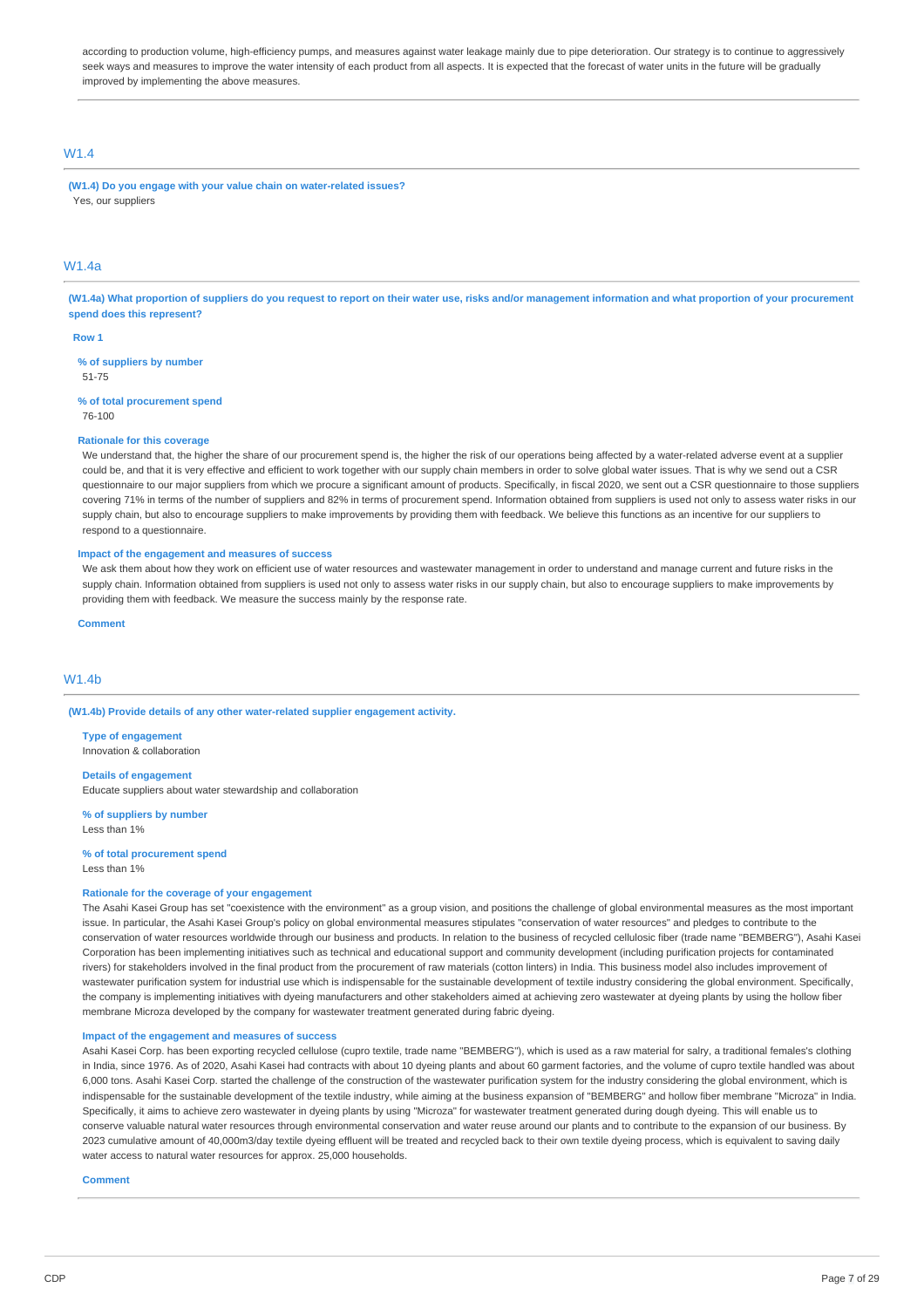according to production volume, high-efficiency pumps, and measures against water leakage mainly due to pipe deterioration. Our strategy is to continue to aggressively seek ways and measures to improve the water intensity of each product from all aspects. It is expected that the forecast of water units in the future will be gradually improved by implementing the above measures.

## W1.4

**(W1.4) Do you engage with your value chain on water-related issues?**

Yes, our suppliers

## W1.4a

**(W1.4a) What proportion of suppliers do you request to report on their water use, risks and/or management information and what proportion of your procurement spend does this represent?**

**Row 1**

**% of suppliers by number**

51-75

**% of total procurement spend**

76-100

**Rationale for this coverage**

We understand that, the higher the share of our procurement spend is, the higher the risk of our operations being affected by a water-related adverse event at a supplier could be, and that it is very effective and efficient to work together with our supply chain members in order to solve global water issues. That is why we send out a CSR questionnaire to our major suppliers from which we procure a significant amount of products. Specifically, in fiscal 2020, we sent out a CSR questionnaire to those suppliers covering 71% in terms of the number of suppliers and 82% in terms of procurement spend. Information obtained from suppliers is used not only to assess water risks in our supply chain, but also to encourage suppliers to make improvements by providing them with feedback. We believe this functions as an incentive for our suppliers to respond to a questionnaire.

**Impact of the engagement and measures of success**

We ask them about how they work on efficient use of water resources and wastewater management in order to understand and manage current and future risks in the supply chain. Information obtained from suppliers is used not only to assess water risks in our supply chain, but also to encourage suppliers to make improvements by providing them with feedback. We measure the success mainly by the response rate.

**Comment**

## W1.4b

**(W1.4b) Provide details of any other water-related supplier engagement activity.**

**Type of engagement**

Innovation & collaboration

**Details of engagement**

Educate suppliers about water stewardship and collaboration

**% of suppliers by number**

Less than 1%

**% of total procurement spend**

Less than 1%

**Rationale for the coverage of your engagement**

The Asahi Kasei Group has set "coexistence with the environment" as a group vision, and positions the challenge of global environmental measures as the most important issue. In particular, the Asahi Kasei Group's policy on global environmental measures stipulates "conservation of water resources" and pledges to contribute to the conservation of water resources worldwide through our business and products. In relation to the business of recycled cellulosic fiber (trade name "BEMBERG"), Asahi Kasei Corporation has been implementing initiatives such as technical and educational support and community development (including purification projects for contaminated rivers) for stakeholders involved in the final product from the procurement of raw materials (cotton linters) in India. This business model also includes improvement of wastewater purification system for industrial use which is indispensable for the sustainable development of textile industry considering the global environment. Specifically, the company is implementing initiatives with dyeing manufacturers and other stakeholders aimed at achieving zero wastewater at dyeing plants by using the hollow fiber membrane Microza developed by the company for wastewater treatment generated during fabric dyeing.

**Impact of the engagement and measures of success**

Asahi Kasei Corp. has been exporting recycled cellulose (cupro textile, trade name "BEMBERG"), which is used as a raw material for salry, a traditional females's clothing in India, since 1976. As of 2020, Asahi Kasei had contracts with about 10 dyeing plants and about 60 garment factories, and the volume of cupro textile handled was about 6,000 tons. Asahi Kasei Corp. started the challenge of the construction of the wastewater purification system for the industry considering the global environment, which is indispensable for the sustainable development of the textile industry, while aiming at the business expansion of "BEMBERG" and hollow fiber membrane "Microza" in India. Specifically, it aims to achieve zero wastewater in dyeing plants by using "Microza" for wastewater treatment generated during dough dyeing. This will enable us to conserve valuable natural water resources through environmental conservation and water reuse around our plants and to contribute to the expansion of our business. By 2023 cumulative amount of 40,000m3/day textile dyeing effluent will be treated and recycled back to their own textile dyeing process, which is equivalent to saving daily water access to natural water resources for approx. 25,000 households.

**Comment**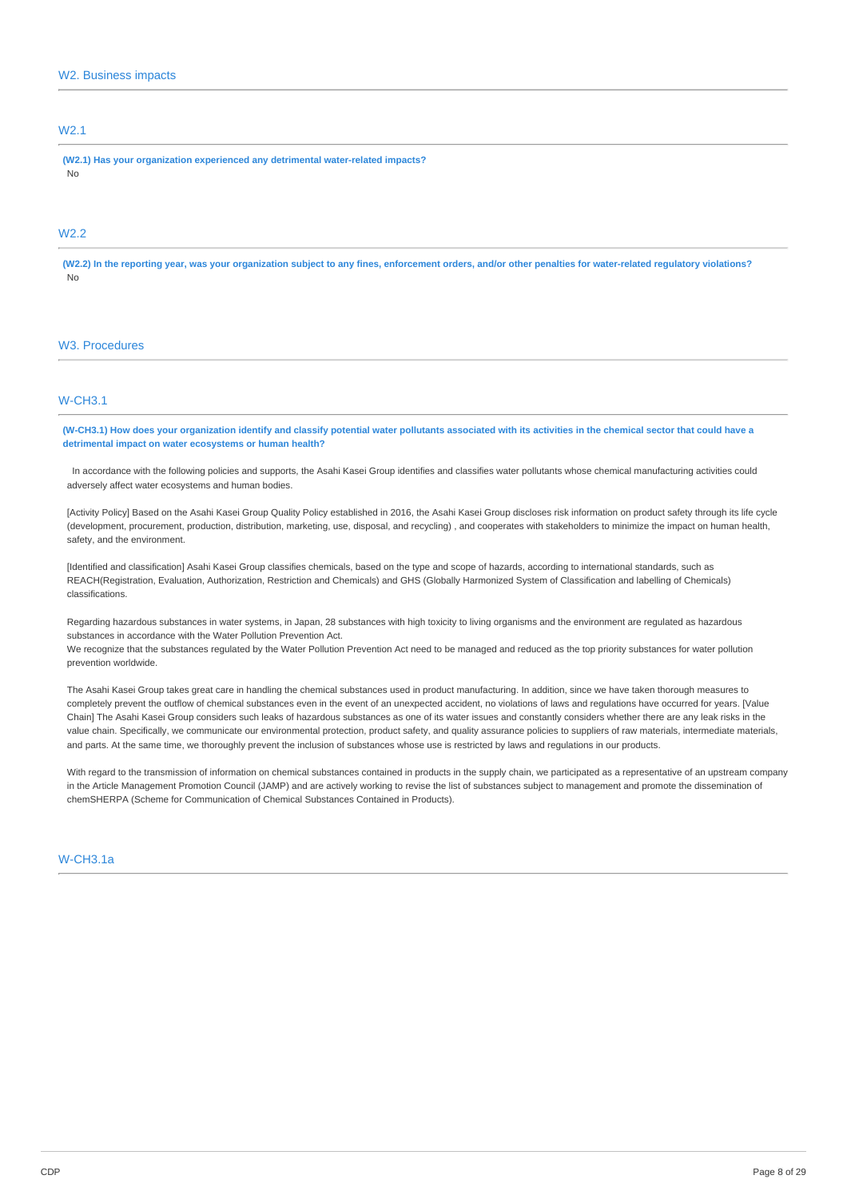## W2. Business impacts

### W2.1

**(W2.1) Has your organization experienced any detrimental water-related impacts?**

No

### W2.2

**(W2.2) In the reporting year, was your organization subject to any fines, enforcement orders, and/or other penalties for water-related regulatory violations?**

No

## W3. Procedures

### W-CH3.1

**(W-CH3.1) How does your organization identify and classify potential water pollutants associated with its activities in the chemical sector that could have a detrimental impact on water ecosystems or human health?**

In accordance with the following policies and supports, the Asahi Kasei Group identifies and classifies water pollutants whose chemical manufacturing activities could adversely affect water ecosystems and human bodies.

[Activity Policy] Based on the Asahi Kasei Group Quality Policy established in 2016, the Asahi Kasei Group discloses risk information on product safety through its life cycle (development, procurement, production, distribution, marketing, use, disposal, and recycling) , and cooperates with stakeholders to minimize the impact on human health, safety, and the environment.

[Identified and classification] Asahi Kasei Group classifies chemicals, based on the type and scope of hazards, according to international standards, such as REACH(Registration, Evaluation, Authorization, Restriction and Chemicals) and GHS (Globally Harmonized System of Classification and labelling of Chemicals) classifications.

Regarding hazardous substances in water systems, in Japan, 28 substances with high toxicity to living organisms and the environment are regulated as hazardous substances in accordance with the Water Pollution Prevention Act.
We recognize that the substances regulated by the Water Pollution Prevention Act need to be managed and reduced as the top priority substances for water pollution prevention worldwide.

The Asahi Kasei Group takes great care in handling the chemical substances used in product manufacturing. In addition, since we have taken thorough measures to completely prevent the outflow of chemical substances even in the event of an unexpected accident, no violations of laws and regulations have occurred for years. [Value Chain] The Asahi Kasei Group considers such leaks of hazardous substances as one of its water issues and constantly considers whether there are any leak risks in the value chain. Specifically, we communicate our environmental protection, product safety, and quality assurance policies to suppliers of raw materials, intermediate materials, and parts. At the same time, we thoroughly prevent the inclusion of substances whose use is restricted by laws and regulations in our products.

With regard to the transmission of information on chemical substances contained in products in the supply chain, we participated as a representative of an upstream company in the Article Management Promotion Council (JAMP) and are actively working to revise the list of substances subject to management and promote the dissemination of chemSHERPA (Scheme for Communication of Chemical Substances Contained in Products).

### W-CH3.1a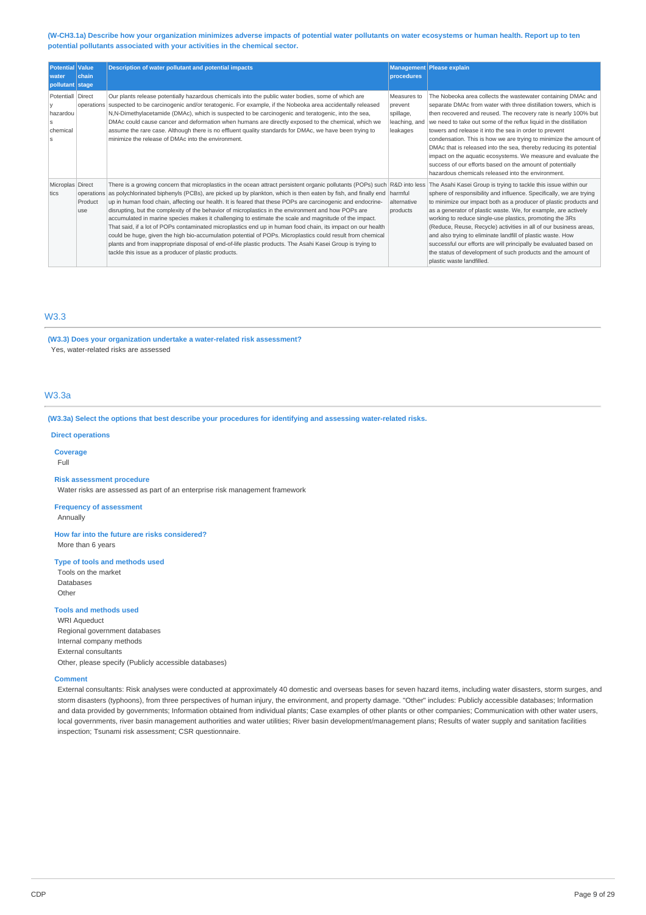**(W-CH3.1a) Describe how your organization minimizes adverse impacts of potential water pollutants on water ecosystems or human health. Report up to ten potential pollutants associated with your activities in the chemical sector.**

| Potential water pollutant | Value chain stage | Description of water pollutant and potential impacts | Management procedures | Please explain |
|---|---|---|---|---|
| Potentially hazardous chemicals | Direct operations | Our plants release potentially hazardous chemicals into the public water bodies, some of which are suspected to be carcinogenic and/or teratogenic. For example, if the Nobeoka area accidentally released N,N-Dimethylacetamide (DMAc), which is suspected to be carcinogenic and teratogenic, into the sea, DMAc could cause cancer and deformation when humans are directly exposed to the chemical, which we assume the rare case. Although there is no effluent quality standards for DMAc, we have been trying to minimize the release of DMAc into the environment. | Measures to prevent spillage, leaching, and leakages | The Nobeoka area collects the wastewater containing DMAc and separate DMAc from water with three distillation towers, which is then recovered and reused. The recovery rate is nearly 100% but we need to take out some of the reflux liquid in the distillation towers and release it into the sea in order to prevent condensation. This is how we are trying to minimize the amount of DMAc that is released into the sea, thereby reducing its potential impact on the aquatic ecosystems. We measure and evaluate the success of our efforts based on the amount of potentially hazardous chemicals released into the environment. |
| Microplastics | Direct operations Product use | There is a growing concern that microplastics in the ocean attract persistent organic pollutants (POPs) such as polychlorinated biphenyls (PCBs), are picked up by plankton, which is then eaten by fish, and finally end up in human food chain, affecting our health. It is feared that these POPs are carcinogenic and endocrine-disrupting, but the complexity of the behavior of microplastics in the environment and how POPs are accumulated in marine species makes it challenging to estimate the scale and magnitude of the impact. That said, if a lot of POPs contaminated microplastics end up in human food chain, its impact on our health could be huge, given the high bio-accumulation potential of POPs. Microplastics could result from chemical plants and from inappropriate disposal of end-of-life plastic products. The Asahi Kasei Group is trying to tackle this issue as a producer of plastic products. | R&D into less harmful alternative products | The Asahi Kasei Group is trying to tackle this issue within our sphere of responsibility and influence. Specifically, we are trying to minimize our impact both as a producer of plastic products and as a generator of plastic waste. We, for example, are actively working to reduce single-use plastics, promoting the 3Rs (Reduce, Reuse, Recycle) activities in all of our business areas, and also trying to eliminate landfill of plastic waste. How successful our efforts are will principally be evaluated based on the status of development of such products and the amount of plastic waste landfilled. |

## W3.3

**(W3.3) Does your organization undertake a water-related risk assessment?**

Yes, water-related risks are assessed

## W3.3a

**(W3.3a) Select the options that best describe your procedures for identifying and assessing water-related risks.**

**Direct operations**

**Coverage**

Full

**Risk assessment procedure**

Water risks are assessed as part of an enterprise risk management framework

**Frequency of assessment**

Annually

**How far into the future are risks considered?**

More than 6 years

**Type of tools and methods used**

Tools on the market
Databases
Other

**Tools and methods used**

WRI Aqueduct
Regional government databases
Internal company methods
External consultants
Other, please specify (Publicly accessible databases)

**Comment**

External consultants: Risk analyses were conducted at approximately 40 domestic and overseas bases for seven hazard items, including water disasters, storm surges, and storm disasters (typhoons), from three perspectives of human injury, the environment, and property damage. "Other" includes: Publicly accessible databases; Information and data provided by governments; Information obtained from individual plants; Case examples of other plants or other companies; Communication with other water users, local governments, river basin management authorities and water utilities; River basin development/management plans; Results of water supply and sanitation facilities inspection; Tsunami risk assessment; CSR questionnaire.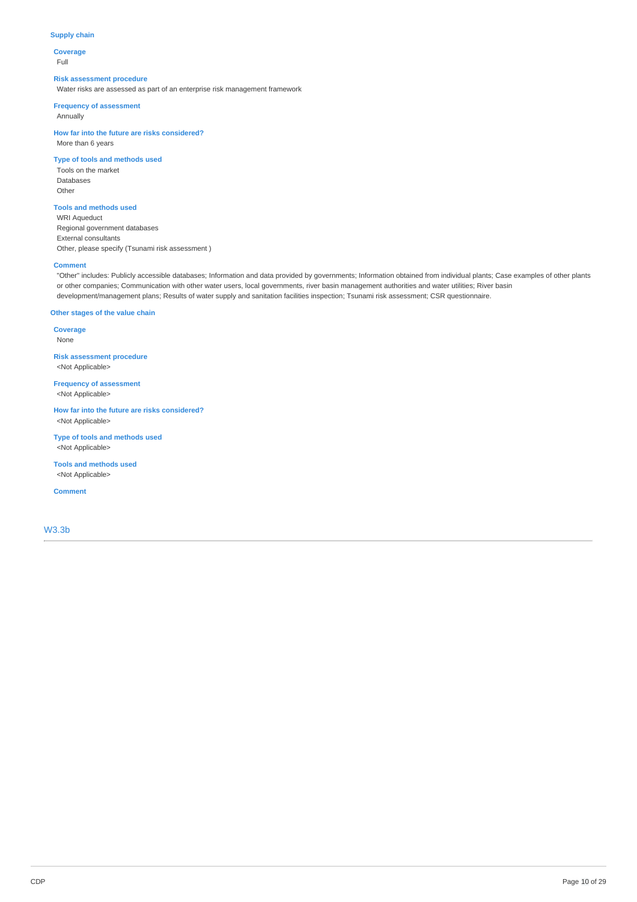### Supply chain

**Coverage**
Full

**Risk assessment procedure**
Water risks are assessed as part of an enterprise risk management framework

**Frequency of assessment**
Annually

**How far into the future are risks considered?**
More than 6 years

**Type of tools and methods used**
Tools on the market
Databases
Other

**Tools and methods used**
WRI Aqueduct
Regional government databases
External consultants
Other, please specify (Tsunami risk assessment )

**Comment**
"Other" includes: Publicly accessible databases; Information and data provided by governments; Information obtained from individual plants; Case examples of other plants or other companies; Communication with other water users, local governments, river basin management authorities and water utilities; River basin development/management plans; Results of water supply and sanitation facilities inspection; Tsunami risk assessment; CSR questionnaire.

### Other stages of the value chain

**Coverage**
None

**Risk assessment procedure**
<Not Applicable>

**Frequency of assessment**
<Not Applicable>

**How far into the future are risks considered?**
<Not Applicable>

**Type of tools and methods used**
<Not Applicable>

**Tools and methods used**
<Not Applicable>

**Comment**

## W3.3b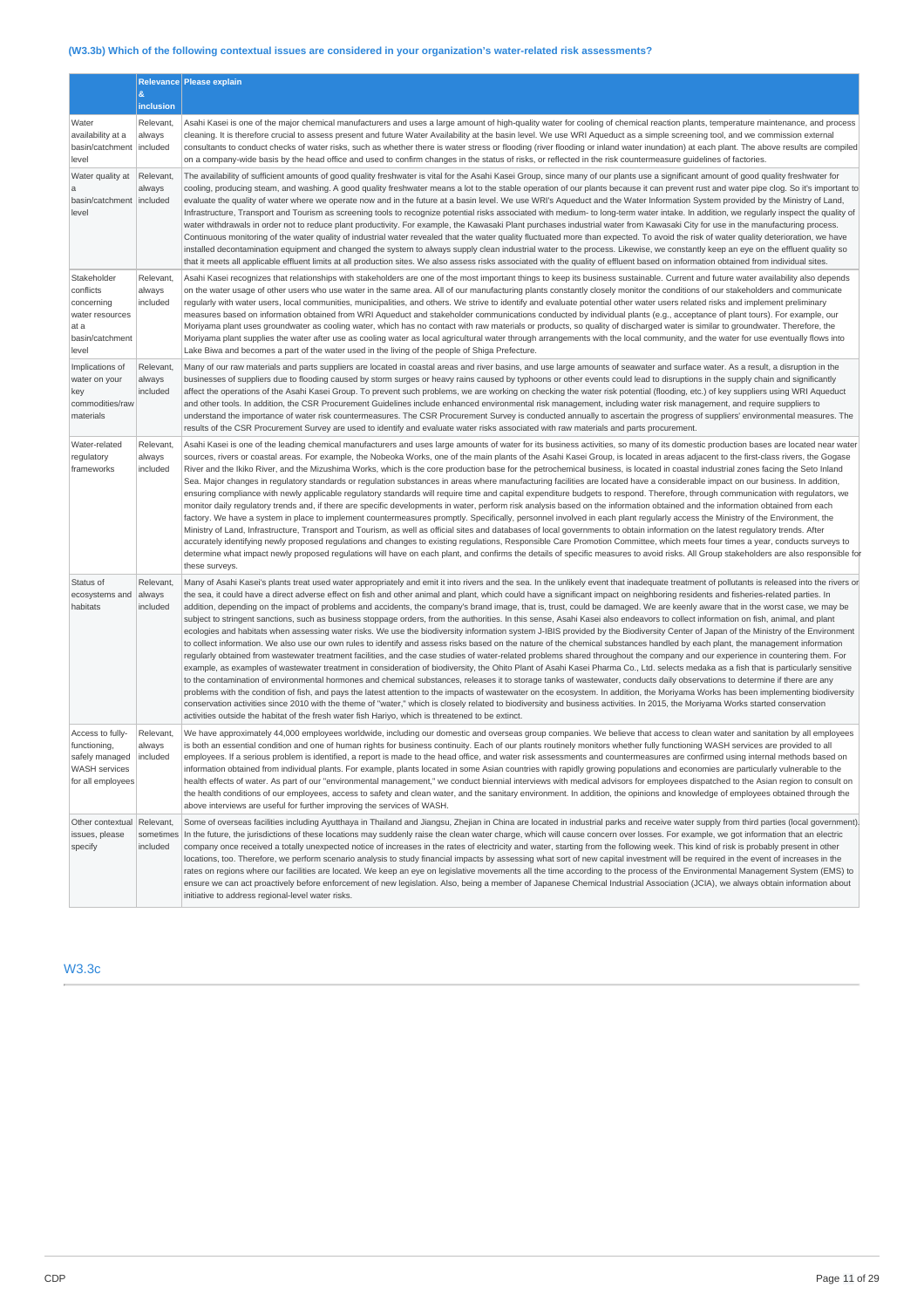### (W3.3b) Which of the following contextual issues are considered in your organization's water-related risk assessments?

| | Relevance & inclusion | Please explain |
|---|---|---|
| Water availability at a basin/catchment level | Relevant, always included | Asahi Kasei is one of the major chemical manufacturers and uses a large amount of high-quality water for cooling of chemical reaction plants, temperature maintenance, and process cleaning. It is therefore crucial to assess present and future Water Availability at the basin level. We use WRI Aqueduct as a simple screening tool, and we commission external consultants to conduct checks of water risks, such as whether there is water stress or flooding (river flooding or inland water inundation) at each plant. The above results are compiled on a company-wide basis by the head office and used to confirm changes in the status of risks, or reflected in the risk countermeasure guidelines of factories. |
| Water quality at a basin/catchment level | Relevant, always included | The availability of sufficient amounts of good quality freshwater is vital for the Asahi Kasei Group, since many of our plants use a significant amount of good quality freshwater for cooling, producing steam, and washing. A good quality freshwater means a lot to the stable operation of our plants because it can prevent rust and water pipe clog. So it's important to evaluate the quality of water where we operate now and in the future at a basin level. We use WRI's Aqueduct and the Water Information System provided by the Ministry of Land, Infrastructure, Transport and Tourism as screening tools to recognize potential risks associated with medium- to long-term water intake. In addition, we regularly inspect the quality of water withdrawals in order not to reduce plant productivity. For example, the Kawasaki Plant purchases industrial water from Kawasaki City for use in the manufacturing process. Continuous monitoring of the water quality of industrial water revealed that the water quality fluctuated more than expected. To avoid the risk of water quality deterioration, we have installed decontamination equipment and changed the system to always supply clean industrial water to the process. Likewise, we constantly keep an eye on the effluent quality so that it meets all applicable effluent limits at all production sites. We also assess risks associated with the quality of effluent based on information obtained from individual sites. |
| Stakeholder conflicts concerning water resources at a basin/catchment level | Relevant, always included | Asahi Kasei recognizes that relationships with stakeholders are one of the most important things to keep its business sustainable. Current and future water availability also depends on the water usage of other users who use water in the same area. All of our manufacturing plants constantly closely monitor the conditions of our stakeholders and communicate regularly with water users, local communities, municipalities, and others. We strive to identify and evaluate potential other water users related risks and implement preliminary measures based on information obtained from WRI Aqueduct and stakeholder communications conducted by individual plants (e.g., acceptance of plant tours). For example, our Moriyama plant uses groundwater as cooling water, which has no contact with raw materials or products, so quality of discharged water is similar to groundwater. Therefore, the Moriyama plant supplies the water after use as cooling water as local agricultural water through arrangements with the local community, and the water for use eventually flows into Lake Biwa and becomes a part of the water used in the living of the people of Shiga Prefecture. |
| Implications of water on your key commodities/raw materials | Relevant, always included | Many of our raw materials and parts suppliers are located in coastal areas and river basins, and use large amounts of seawater and surface water. As a result, a disruption in the businesses of suppliers due to flooding caused by storm surges or heavy rains caused by typhoons or other events could lead to disruptions in the supply chain and significantly affect the operations of the Asahi Kasei Group. To prevent such problems, we are working on checking the water risk potential (flooding, etc.) of key suppliers using WRI Aqueduct and other tools. In addition, the CSR Procurement Guidelines include enhanced environmental risk management, including water risk management, and require suppliers to understand the importance of water risk countermeasures. The CSR Procurement Survey is conducted annually to ascertain the progress of suppliers' environmental measures. The results of the CSR Procurement Survey are used to identify and evaluate water risks associated with raw materials and parts procurement. |
| Water-related regulatory frameworks | Relevant, always included | Asahi Kasei is one of the leading chemical manufacturers and uses large amounts of water for its business activities, so many of its domestic production bases are located near water sources, rivers or coastal areas. For example, the Nobeoka Works, one of the main plants of the Asahi Kasei Group, is located in areas adjacent to the first-class rivers, the Gogase River and the Ikiko River, and the Mizushima Works, which is the core production base for the petrochemical business, is located in coastal industrial zones facing the Seto Inland Sea. Major changes in regulatory standards or regulation substances in areas where manufacturing facilities are located have a considerable impact on our business. In addition, ensuring compliance with newly applicable regulatory standards will require time and capital expenditure budgets to respond. Therefore, through communication with regulators, we monitor daily regulatory trends and, if there are specific developments in water, perform risk analysis based on the information obtained and the information obtained from each factory. We have a system in place to implement countermeasures promptly. Specifically, personnel involved in each plant regularly access the Ministry of the Environment, the Ministry of Land, Infrastructure, Transport and Tourism, as well as official sites and databases of local governments to obtain information on the latest regulatory trends. After accurately identifying newly proposed regulations and changes to existing regulations, Responsible Care Promotion Committee, which meets four times a year, conducts surveys to determine what impact newly proposed regulations will have on each plant, and confirms the details of specific measures to avoid risks. All Group stakeholders are also responsible for these surveys. |
| Status of ecosystems and habitats | Relevant, always included | Many of Asahi Kasei's plants treat used water appropriately and emit it into rivers and the sea. In the unlikely event that inadequate treatment of pollutants is released into the rivers or the sea, it could have a direct adverse effect on fish and other animal and plant, which could have a significant impact on neighboring residents and fisheries-related parties. In addition, depending on the impact of problems and accidents, the company's brand image, that is, trust, could be damaged. We are keenly aware that in the worst case, we may be subject to stringent sanctions, such as business stoppage orders, from the authorities. In this sense, Asahi Kasei also endeavors to collect information on fish, animal, and plant ecologies and habitats when assessing water risks. We use the biodiversity information system J-IBIS provided by the Biodiversity Center of Japan of the Ministry of the Environment to collect information. We also use our own rules to identify and assess risks based on the nature of the chemical substances handled by each plant, the management information regularly obtained from wastewater treatment facilities, and the case studies of water-related problems shared throughout the company and our experience in countering them. For example, as examples of wastewater treatment in consideration of biodiversity, the Ohito Plant of Asahi Kasei Pharma Co., Ltd. selects medaka as a fish that is particularly sensitive to the contamination of environmental hormones and chemical substances, releases it to storage tanks of wastewater, conducts daily observations to determine if there are any problems with the condition of fish, and pays the latest attention to the impacts of wastewater on the ecosystem. In addition, the Moriyama Works has been implementing biodiversity conservation activities since 2010 with the theme of "water," which is closely related to biodiversity and business activities. In 2015, the Moriyama Works started conservation activities outside the habitat of the fresh water fish Hariyo, which is threatened to be extinct. |
| Access to fully-functioning, safely managed WASH services for all employees | Relevant, always included | We have approximately 44,000 employees worldwide, including our domestic and overseas group companies. We believe that access to clean water and sanitation by all employees is both an essential condition and one of human rights for business continuity. Each of our plants routinely monitors whether fully functioning WASH services are provided to all employees. If a serious problem is identified, a report is made to the head office, and water risk assessments and countermeasures are confirmed using internal methods based on information obtained from individual plants. For example, plants located in some Asian countries with rapidly growing populations and economies are particularly vulnerable to the health effects of water. As part of our "environmental management," we conduct biennial interviews with medical advisors for employees dispatched to the Asian region to consult on the health conditions of our employees, access to safety and clean water, and the sanitary environment. In addition, the opinions and knowledge of employees obtained through the above interviews are useful for further improving the services of WASH. |
| Other contextual issues, please specify | Relevant, sometimes included | Some of overseas facilities including Ayutthaya in Thailand and Jiangsu, Zhejian in China are located in industrial parks and receive water supply from third parties (local government). In the future, the jurisdictions of these locations may suddenly raise the clean water charge, which will cause concern over losses. For example, we got information that an electric company once received a totally unexpected notice of increases in the rates of electricity and water, starting from the following week. This kind of risk is probably present in other locations, too. Therefore, we perform scenario analysis to study financial impacts by assessing what sort of new capital investment will be required in the event of increases in the rates on regions where our facilities are located. We keep an eye on legislative movements all the time according to the process of the Environmental Management System (EMS) to ensure we can act proactively before enforcement of new legislation. Also, being a member of Japanese Chemical Industrial Association (JCIA), we always obtain information about initiative to address regional-level water risks. |

## W3.3c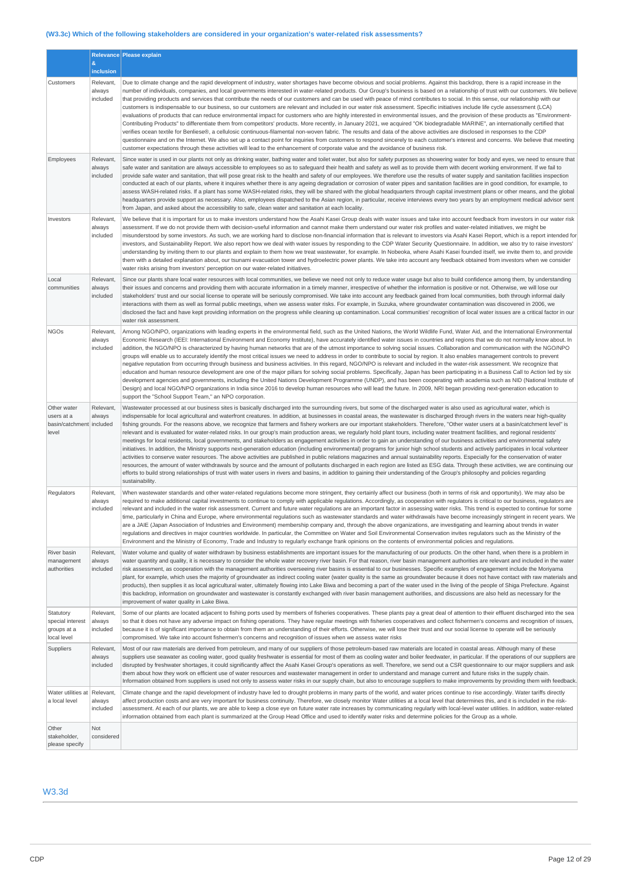### (W3.3c) Which of the following stakeholders are considered in your organization's water-related risk assessments?

| | Relevance & inclusion | Please explain |
|---|---|---|
| Customers | Relevant, always included | Due to climate change and the rapid development of industry, water shortages have become obvious and social problems. Against this backdrop, there is a rapid increase in the number of individuals, companies, and local governments interested in water-related products. Our Group's business is based on a relationship of trust with our customers. We believe that providing products and services that contribute the needs of our customers and can be used with peace of mind contributes to social. In this sense, our relationship with our customers is indispensable to our business, so our customers are relevant and included in our water risk assessment. Specific initiatives include life cycle assessment (LCA) evaluations of products that can reduce environmental impact for customers who are highly interested in environmental issues, and the provision of these products as "Environment-Contributing Products" to differentiate them from competitors' products. More recently, in January 2021, we acquired "OK biodegradable MARINE", an internationally certified that verifies ocean textile for Benliese®, a cellulosic continuous-filamental non-woven fabric. The results and data of the above activities are disclosed in responses to the CDP questionnaire and on the Internet. We also set up a contact point for inquiries from customers to respond sincerely to each customer's interest and concerns. We believe that meeting customer expectations through these activities will lead to the enhancement of corporate value and the avoidance of business risk. |
| Employees | Relevant, always included | Since water is used in our plants not only as drinking water, bathing water and toilet water, but also for safety purposes as showering water for body and eyes, we need to ensure that safe water and sanitation are always accessible to employees so as to safeguard their health and safety as well as to provide them with decent working environment. If we fail to provide safe water and sanitation, that will pose great risk to the health and safety of our employees. We therefore use the results of water supply and sanitation facilities inspection conducted at each of our plants, where it inquires whether there is any ageing degradation or corrosion of water pipes and sanitation facilities are in good condition, for example, to assess WASH-related risks. If a plant has some WASH-related risks, they will be shared with the global headquarters through capital investment plans or other means, and the global headquarters provide support as necessary. Also, employees dispatched to the Asian region, in particular, receive interviews every two years by an employment medical advisor sent from Japan, and asked about the accessibility to safe, clean water and sanitation at each locality. |
| Investors | Relevant, always included | We believe that it is important for us to make investors understand how the Asahi Kasei Group deals with water issues and take into account feedback from investors in our water risk assessment. If we do not provide them with decision-useful information and cannot make them understand our water risk profiles and water-related initiatives, we might be misunderstood by some investors. As such, we are working hard to disclose non-financial information that is relevant to investors via Asahi Kasei Report, which is a report intended for investors, and Sustainability Report. We also report how we deal with water issues by responding to the CDP Water Security Questionnaire. In addition, we also try to raise investors' understanding by inviting them to our plants and explain to them how we treat wastewater, for example. In Nobeoka, where Asahi Kasei founded itself, we invite them to, and provide them with a detailed explanation about, our tsunami evacuation tower and hydroelectric power plants. We take into account any feedback obtained from investors when we consider water risks arising from investors' perception on our water-related initiatives. |
| Local communities | Relevant, always included | Since our plants share local water resources with local communities, we believe we need not only to reduce water usage but also to build confidence among them, by understanding their issues and concerns and providing them with accurate information in a timely manner, irrespective of whether the information is positive or not. Otherwise, we will lose our stakeholders' trust and our social license to operate will be seriously compromised. We take into account any feedback gained from local communities, both through informal daily interactions with them as well as formal public meetings, when we assess water risks. For example, in Suzuka, where groundwater contamination was discovered in 2006, we disclosed the fact and have kept providing information on the progress while cleaning up contamination. Local communities' recognition of local water issues are a critical factor in our water risk assessment. |
| NGOs | Relevant, always included | Among NGO/NPO, organizations with leading experts in the environmental field, such as the United Nations, the World Wildlife Fund, Water Aid, and the International Environmental Economic Research (IEEI: International Environment and Economy Institute), have accurately identified water issues in countries and regions that we do not normally know about. In addition, the NGO/NPO is characterized by having human networks that are of the utmost importance to solving social issues. Collaboration and communication with the NGO/NPO groups will enable us to accurately identify the most critical issues we need to address in order to contribute to social by region. It also enables management controls to prevent negative reputation from occurring through business and business activities. In this regard, NGO/NPO is relevant and included in the water-risk assessment. We recognize that education and human resource development are one of the major pillars for solving social problems. Specifically, Japan has been participating in a Business Call to Action led by six development agencies and governments, including the United Nations Development Programme (UNDP), and has been cooperating with academia such as NID (National Institute of Design) and local NGO/NPO organizations in India since 2016 to develop human resources who will lead the future. In 2009, NRI began providing next-generation education to support the "School Support Team," an NPO corporation. |
| Other water users at a basin/catchment level | Relevant, always included | Wastewater processed at our business sites is basically discharged into the surrounding rivers, but some of the discharged water is also used as agricultural water, which is indispensable for local agricultural and waterfront creatures. In addition, at businesses in coastal areas, the wastewater is discharged through rivers in the waters near high-quality fishing grounds. For the reasons above, we recognize that farmers and fishery workers are our important stakeholders. Therefore, "Other water users at a basin/catchment level" is relevant and is evaluated for water-related risks. In our group's main production areas, we regularly hold plant tours, including water treatment facilities, and regional residents' meetings for local residents, local governments, and stakeholders as engagement activities in order to gain an understanding of our business activities and environmental safety initiatives. In addition, the Ministry supports next-generation education (including environmental) programs for junior high school students and actively participates in local volunteer activities to conserve water resources. The above activities are published in public relations magazines and annual sustainability reports. Especially for the conservation of water resources, the amount of water withdrawals by source and the amount of pollutants discharged in each region are listed as ESG data. Through these activities, we are continuing our efforts to build strong relationships of trust with water users in rivers and basins, in addition to gaining their understanding of the Group's philosophy and policies regarding sustainability. |
| Regulators | Relevant, always included | When wastewater standards and other water-related regulations become more stringent, they certainly affect our business (both in terms of risk and opportunity). We may also be required to make additional capital investments to continue to comply with applicable regulations. Accordingly, as cooperation with regulators is critical to our business, regulators are relevant and included in the water risk assessment. Current and future water regulations are an important factor in assessing water risks. This trend is expected to continue for some time, particularly in China and Europe, where environmental regulations such as wastewater standards and water withdrawals have become increasingly stringent in recent years. We are a JAIE (Japan Association of Industries and Environment) membership company and, through the above organizations, are investigating and learning about trends in water regulations and directives in major countries worldwide. In particular, the Committee on Water and Soil Environmental Conservation invites regulators such as the Ministry of the Environment and the Ministry of Economy, Trade and Industry to regularly exchange frank opinions on the contents of environmental policies and regulations. |
| River basin management authorities | Relevant, always included | Water volume and quality of water withdrawn by business establishments are important issues for the manufacturing of our products. On the other hand, when there is a problem in water quantity and quality, it is necessary to consider the whole water recovery river basin. For that reason, river basin management authorities are relevant and included in the water risk assessment, as cooperation with the management authorities overseeing river basins is essential to our businesses. Specific examples of engagement include the Moriyama plant, for example, which uses the majority of groundwater as indirect cooling water (water quality is the same as groundwater because it does not have contact with raw materials and products), then supplies it as local agricultural water, ultimately flowing into Lake Biwa and becoming a part of the water used in the living of the people of Shiga Prefecture. Against this backdrop, information on groundwater and wastewater is constantly exchanged with river basin management authorities, and discussions are also held as necessary for the improvement of water quality in Lake Biwa. |
| Statutory special interest groups at a local level | Relevant, always included | Some of our plants are located adjacent to fishing ports used by members of fisheries cooperatives. These plants pay a great deal of attention to their effluent discharged into the sea so that it does not have any adverse impact on fishing operations. They have regular meetings with fisheries cooperatives and collect fishermen's concerns and recognition of issues, because it is of significant importance to obtain from them an understanding of their efforts. Otherwise, we will lose their trust and our social license to operate will be seriously compromised. We take into account fishermen's concerns and recognition of issues when we assess water risks |
| Suppliers | Relevant, always included | Most of our raw materials are derived from petroleum, and many of our suppliers of those petroleum-based raw materials are located in coastal areas. Although many of these suppliers use seawater as cooling water, good quality freshwater is essential for most of them as cooling water and boiler feedwater, in particular. If the operations of our suppliers are disrupted by freshwater shortages, it could significantly affect the Asahi Kasei Group's operations as well. Therefore, we send out a CSR questionnaire to our major suppliers and ask them about how they work on efficient use of water resources and wastewater management in order to understand and manage current and future risks in the supply chain. Information obtained from suppliers is used not only to assess water risks in our supply chain, but also to encourage suppliers to make improvements by providing them with feedback. |
| Water utilities at a local level | Relevant, always included | Climate change and the rapid development of industry have led to drought problems in many parts of the world, and water prices continue to rise accordingly. Water tariffs directly affect production costs and are very important for business continuity. Therefore, we closely monitor Water utilities at a local level that determines this, and it is included in the risk-assessment. At each of our plants, we are able to keep a close eye on future water rate increases by communicating regularly with local-level water utilities. In addition, water-related information obtained from each plant is summarized at the Group Head Office and used to identify water risks and determine policies for the Group as a whole. |
| Other stakeholder, please specify | Not considered | |

## W3.3d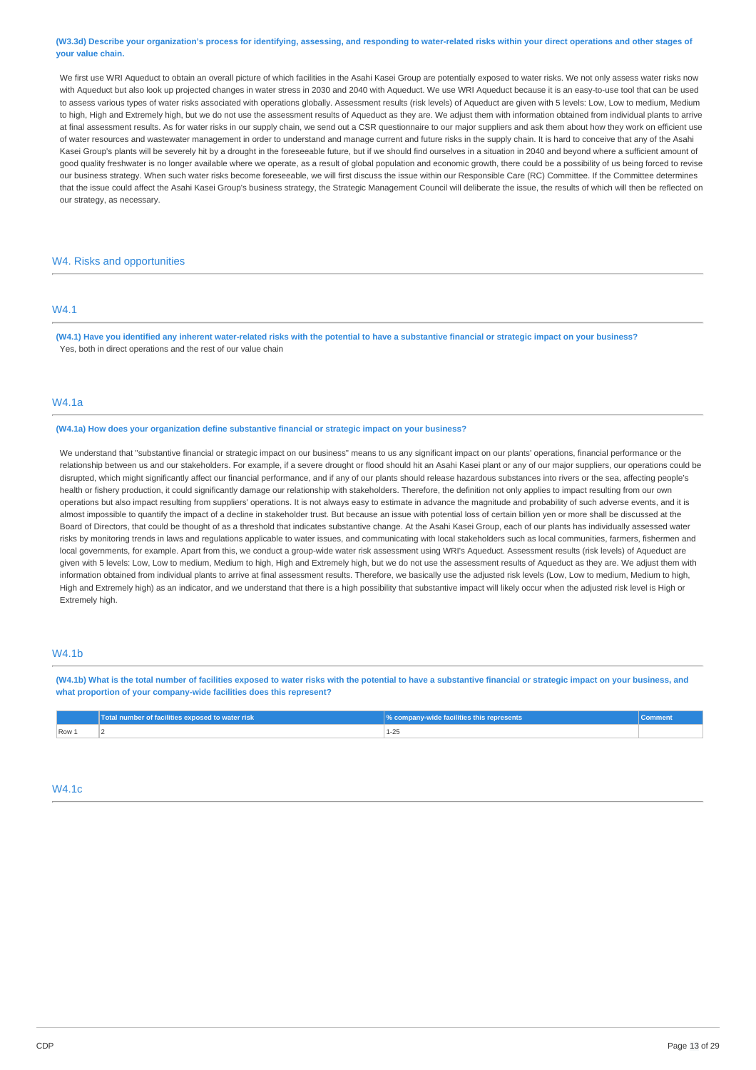**(W3.3d) Describe your organization's process for identifying, assessing, and responding to water-related risks within your direct operations and other stages of your value chain.**

We first use WRI Aqueduct to obtain an overall picture of which facilities in the Asahi Kasei Group are potentially exposed to water risks. We not only assess water risks now with Aqueduct but also look up projected changes in water stress in 2030 and 2040 with Aqueduct. We use WRI Aqueduct because it is an easy-to-use tool that can be used to assess various types of water risks associated with operations globally. Assessment results (risk levels) of Aqueduct are given with 5 levels: Low, Low to medium, Medium to high, High and Extremely high, but we do not use the assessment results of Aqueduct as they are. We adjust them with information obtained from individual plants to arrive at final assessment results. As for water risks in our supply chain, we send out a CSR questionnaire to our major suppliers and ask them about how they work on efficient use of water resources and wastewater management in order to understand and manage current and future risks in the supply chain. It is hard to conceive that any of the Asahi Kasei Group's plants will be severely hit by a drought in the foreseeable future, but if we should find ourselves in a situation in 2040 and beyond where a sufficient amount of good quality freshwater is no longer available where we operate, as a result of global population and economic growth, there could be a possibility of us being forced to revise our business strategy. When such water risks become foreseeable, we will first discuss the issue within our Responsible Care (RC) Committee. If the Committee determines that the issue could affect the Asahi Kasei Group's business strategy, the Strategic Management Council will deliberate the issue, the results of which will then be reflected on our strategy, as necessary.

## W4. Risks and opportunities

### W4.1

**(W4.1) Have you identified any inherent water-related risks with the potential to have a substantive financial or strategic impact on your business?**

Yes, both in direct operations and the rest of our value chain

### W4.1a

**(W4.1a) How does your organization define substantive financial or strategic impact on your business?**

We understand that "substantive financial or strategic impact on our business" means to us any significant impact on our plants' operations, financial performance or the relationship between us and our stakeholders. For example, if a severe drought or flood should hit an Asahi Kasei plant or any of our major suppliers, our operations could be disrupted, which might significantly affect our financial performance, and if any of our plants should release hazardous substances into rivers or the sea, affecting people's health or fishery production, it could significantly damage our relationship with stakeholders. Therefore, the definition not only applies to impact resulting from our own operations but also impact resulting from suppliers' operations. It is not always easy to estimate in advance the magnitude and probability of such adverse events, and it is almost impossible to quantify the impact of a decline in stakeholder trust. But because an issue with potential loss of certain billion yen or more shall be discussed at the Board of Directors, that could be thought of as a threshold that indicates substantive change. At the Asahi Kasei Group, each of our plants has individually assessed water risks by monitoring trends in laws and regulations applicable to water issues, and communicating with local stakeholders such as local communities, farmers, fishermen and local governments, for example. Apart from this, we conduct a group-wide water risk assessment using WRI's Aqueduct. Assessment results (risk levels) of Aqueduct are given with 5 levels: Low, Low to medium, Medium to high, High and Extremely high, but we do not use the assessment results of Aqueduct as they are. We adjust them with information obtained from individual plants to arrive at final assessment results. Therefore, we basically use the adjusted risk levels (Low, Low to medium, Medium to high, High and Extremely high) as an indicator, and we understand that there is a high possibility that substantive impact will likely occur when the adjusted risk level is High or Extremely high.

### W4.1b

**(W4.1b) What is the total number of facilities exposed to water risks with the potential to have a substantive financial or strategic impact on your business, and what proportion of your company-wide facilities does this represent?**

| | Total number of facilities exposed to water risk | % company-wide facilities this represents | Comment |
|---|---|---|---|
| Row 1 | 2 | 1-25 | |

### W4.1c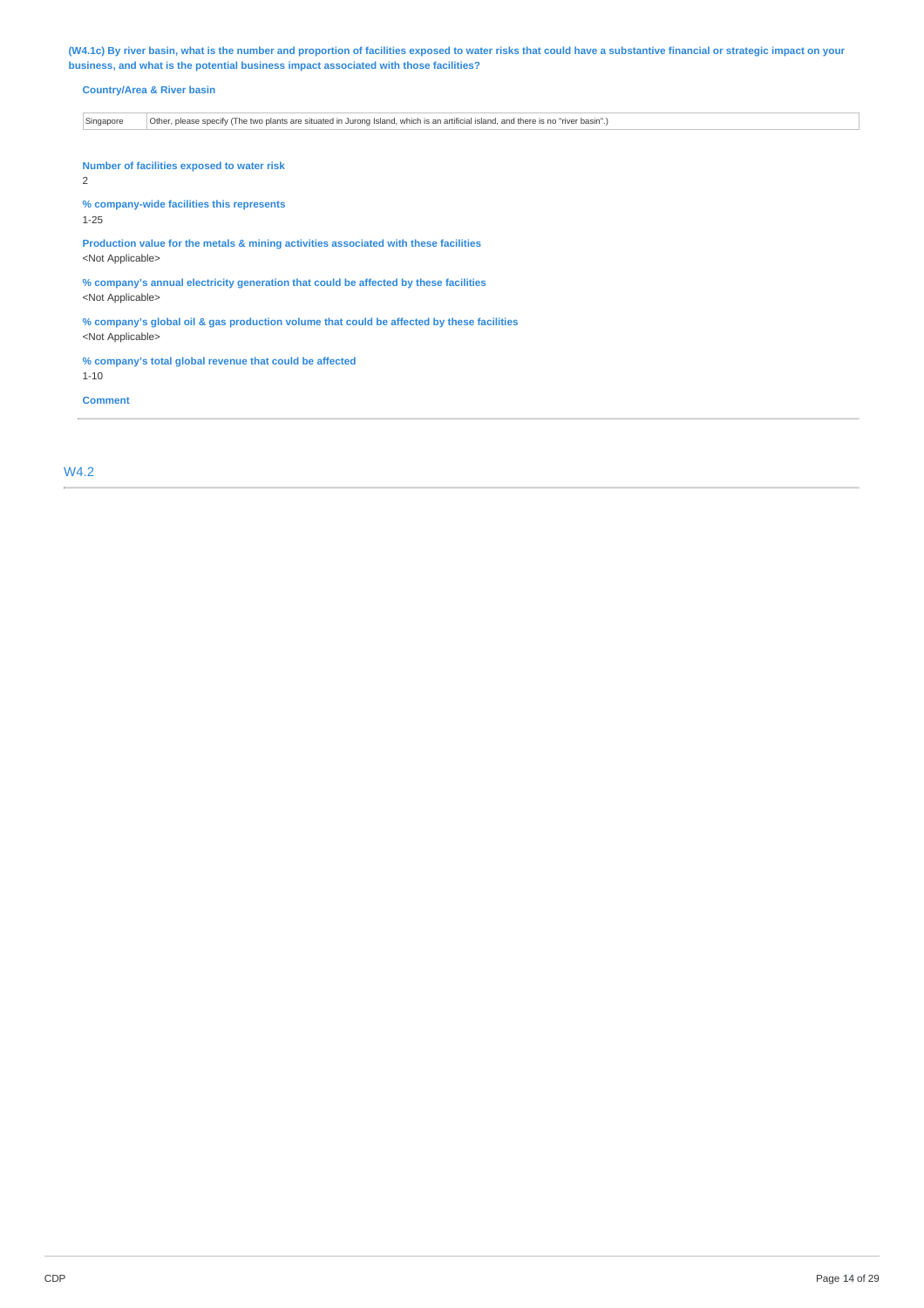**(W4.1c) By river basin, what is the number and proportion of facilities exposed to water risks that could have a substantive financial or strategic impact on your business, and what is the potential business impact associated with those facilities?**

**Country/Area & River basin**

| Singapore | Other, please specify (The two plants are situated in Jurong Island, which is an artificial island, and there is no "river basin".) |
|---|---|

**Number of facilities exposed to water risk**

2

**% company-wide facilities this represents**

1-25

**Production value for the metals & mining activities associated with these facilities**

<Not Applicable>

**% company's annual electricity generation that could be affected by these facilities**

<Not Applicable>

**% company's global oil & gas production volume that could be affected by these facilities**

<Not Applicable>

**% company's total global revenue that could be affected**

1-10

**Comment**

## W4.2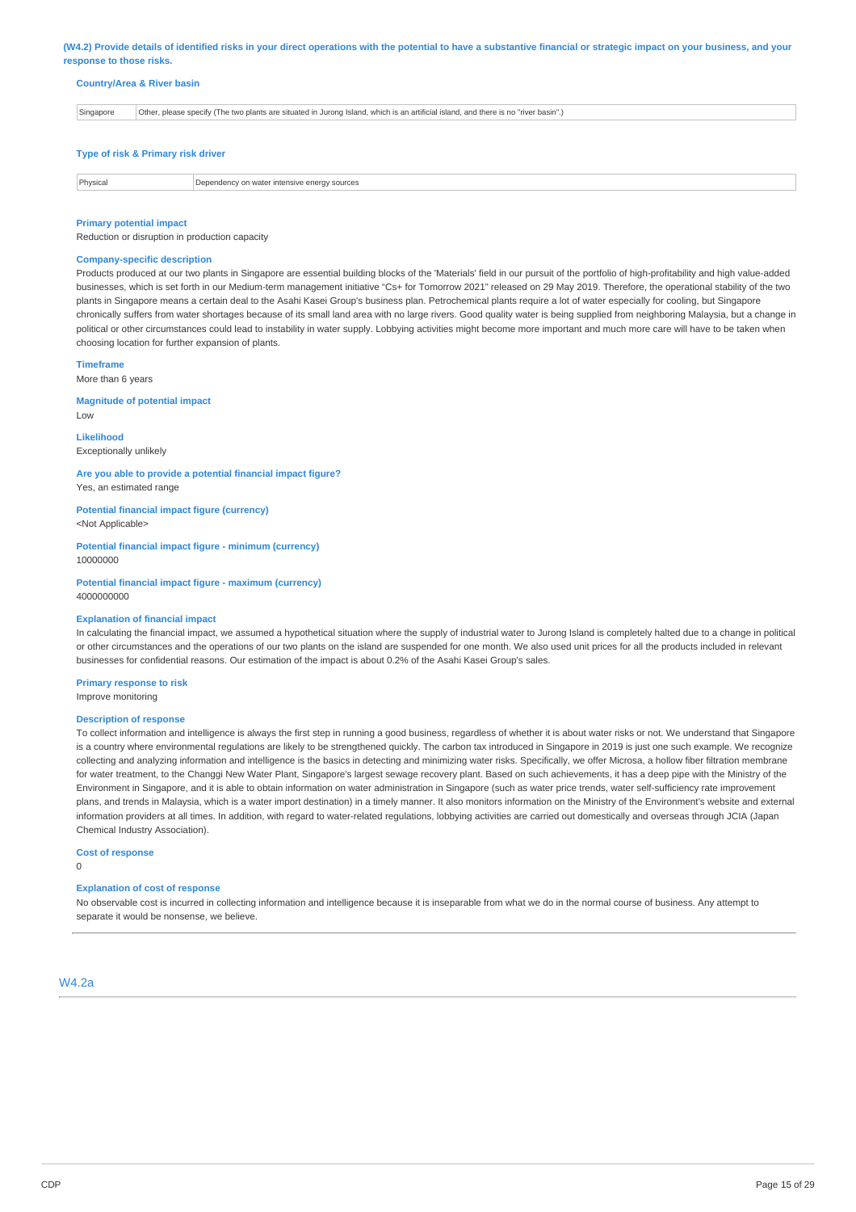**(W4.2) Provide details of identified risks in your direct operations with the potential to have a substantive financial or strategic impact on your business, and your response to those risks.**

**Country/Area & River basin**

| Singapore | Other, please specify (The two plants are situated in Jurong Island, which is an artificial island, and there is no "river basin".) |
|---|---|

**Type of risk & Primary risk driver**

| Physical | Dependency on water intensive energy sources |
|---|---|

**Primary potential impact**

Reduction or disruption in production capacity

**Company-specific description**

Products produced at our two plants in Singapore are essential building blocks of the 'Materials' field in our pursuit of the portfolio of high-profitability and high value-added businesses, which is set forth in our Medium-term management initiative "Cs+ for Tomorrow 2021" released on 29 May 2019. Therefore, the operational stability of the two plants in Singapore means a certain deal to the Asahi Kasei Group's business plan. Petrochemical plants require a lot of water especially for cooling, but Singapore chronically suffers from water shortages because of its small land area with no large rivers. Good quality water is being supplied from neighboring Malaysia, but a change in political or other circumstances could lead to instability in water supply. Lobbying activities might become more important and much more care will have to be taken when choosing location for further expansion of plants.

**Timeframe**

More than 6 years

**Magnitude of potential impact**

Low

**Likelihood**

Exceptionally unlikely

**Are you able to provide a potential financial impact figure?**

Yes, an estimated range

**Potential financial impact figure (currency)**

<Not Applicable>

**Potential financial impact figure - minimum (currency)**

10000000

**Potential financial impact figure - maximum (currency)**

4000000000

**Explanation of financial impact**

In calculating the financial impact, we assumed a hypothetical situation where the supply of industrial water to Jurong Island is completely halted due to a change in political or other circumstances and the operations of our two plants on the island are suspended for one month. We also used unit prices for all the products included in relevant businesses for confidential reasons. Our estimation of the impact is about 0.2% of the Asahi Kasei Group's sales.

**Primary response to risk**

Improve monitoring

**Description of response**

To collect information and intelligence is always the first step in running a good business, regardless of whether it is about water risks or not. We understand that Singapore is a country where environmental regulations are likely to be strengthened quickly. The carbon tax introduced in Singapore in 2019 is just one such example. We recognize collecting and analyzing information and intelligence is the basics in detecting and minimizing water risks. Specifically, we offer Microsa, a hollow fiber filtration membrane for water treatment, to the Changgi New Water Plant, Singapore's largest sewage recovery plant. Based on such achievements, it has a deep pipe with the Ministry of the Environment in Singapore, and it is able to obtain information on water administration in Singapore (such as water price trends, water self-sufficiency rate improvement plans, and trends in Malaysia, which is a water import destination) in a timely manner. It also monitors information on the Ministry of the Environment's website and external information providers at all times. In addition, with regard to water-related regulations, lobbying activities are carried out domestically and overseas through JCIA (Japan Chemical Industry Association).

**Cost of response**

0

**Explanation of cost of response**

No observable cost is incurred in collecting information and intelligence because it is inseparable from what we do in the normal course of business. Any attempt to separate it would be nonsense, we believe.

## W4.2a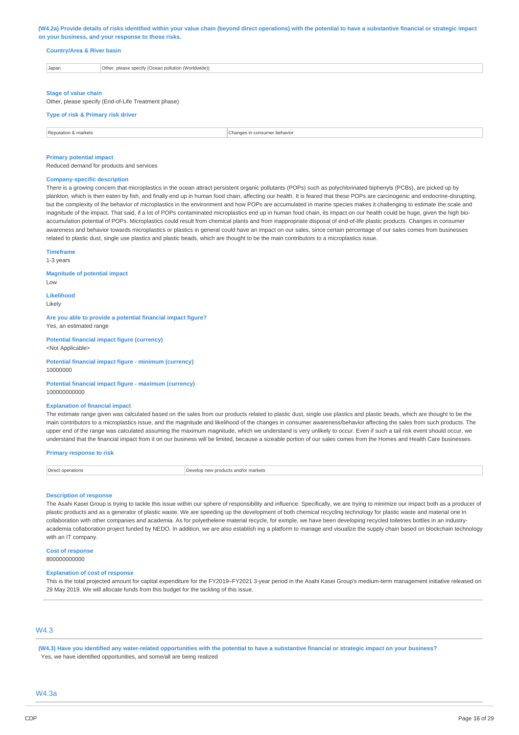**(W4.2a) Provide details of risks identified within your value chain (beyond direct operations) with the potential to have a substantive financial or strategic impact on your business, and your response to those risks.**

**Country/Area & River basin**

| Japan | Other, please specify (Ocean pollution (Worldwide)) |
|---|---|

**Stage of value chain**

Other, please specify (End-of-Life Treatment phase)

**Type of risk & Primary risk driver**

| Reputation & markets | Changes in consumer behavior |
|---|---|

**Primary potential impact**

Reduced demand for products and services

**Company-specific description**

There is a growing concern that microplastics in the ocean attract persistent organic pollutants (POPs) such as polychlorinated biphenyls (PCBs), are picked up by plankton, which is then eaten by fish, and finally end up in human food chain, affecting our health. It is feared that these POPs are carcinogenic and endocrine-disrupting, but the complexity of the behavior of microplastics in the environment and how POPs are accumulated in marine species makes it challenging to estimate the scale and magnitude of the impact. That said, if a lot of POPs contaminated microplastics end up in human food chain, its impact on our health could be huge, given the high bio-accumulation potential of POPs. Microplastics could result from chemical plants and from inappropriate disposal of end-of-life plastic products. Changes in consumer awareness and behavior towards microplastics or plastics in general could have an impact on our sales, since certain percentage of our sales comes from businesses related to plastic dust, single use plastics and plastic beads, which are thought to be the main contributors to a microplastics issue.

**Timeframe**

1-3 years

**Magnitude of potential impact**

Low

**Likelihood**

Likely

**Are you able to provide a potential financial impact figure?**

Yes, an estimated range

**Potential financial impact figure (currency)**

<Not Applicable>

**Potential financial impact figure - minimum (currency)**

10000000

**Potential financial impact figure - maximum (currency)**

100000000000

**Explanation of financial impact**

The estimate range given was calculated based on the sales from our products related to plastic dust, single use plastics and plastic beads, which are thought to be the main contributors to a microplastics issue, and the magnitude and likelihood of the changes in consumer awareness/behavior affecting the sales from such products. The upper end of the range was calculated assuming the maximum magnitude, which we understand is very unlikely to occur. Even if such a tail risk event should occur, we understand that the financial impact from it on our business will be limited, because a sizeable portion of our sales comes from the Homes and Health Care businesses.

**Primary response to risk**

| Direct operations | Develop new products and/or markets |
|---|---|

**Description of response**

The Asahi Kasei Group is trying to tackle this issue within our sphere of responsibility and influence. Specifically, we are trying to minimize our impact both as a producer of plastic products and as a generator of plastic waste. We are speeding up the development of both chemical recycling technology for plastic waste and material one in collaboration with other companies and academia. As for polyethelene material recycle, for exmple, we have been developing recycled toiletries bottles in an industry-academia collaboration project funded by NEDO. In addition, we are also establish ing a platform to manage and visualize the supply chain based on blockchain technology with an IT company.

**Cost of response**

800000000000

**Explanation of cost of response**

This is the total projected amount for capital expenditure for the FY2019–FY2021 3-year period in the Asahi Kasei Group's medium-term management initiative released on 29 May 2019. We will allocate funds from this budget for the tackling of this issue.

## W4.3

**(W4.3) Have you identified any water-related opportunities with the potential to have a substantive financial or strategic impact on your business?**

Yes, we have identified opportunities, and some/all are being realized

## W4.3a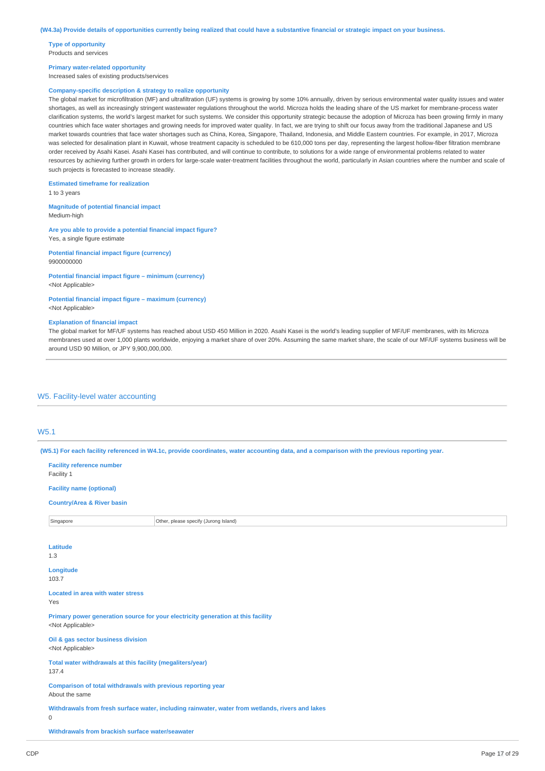**(W4.3a) Provide details of opportunities currently being realized that could have a substantive financial or strategic impact on your business.**

**Type of opportunity**
Products and services

**Primary water-related opportunity**
Increased sales of existing products/services

**Company-specific description & strategy to realize opportunity**
The global market for microfiltration (MF) and ultrafiltration (UF) systems is growing by some 10% annually, driven by serious environmental water quality issues and water shortages, as well as increasingly stringent wastewater regulations throughout the world. Microza holds the leading share of the US market for membrane-process water clarification systems, the world's largest market for such systems. We consider this opportunity strategic because the adoption of Microza has been growing firmly in many countries which face water shortages and growing needs for improved water quality. In fact, we are trying to shift our focus away from the traditional Japanese and US market towards countries that face water shortages such as China, Korea, Singapore, Thailand, Indonesia, and Middle Eastern countries. For example, in 2017, Microza was selected for desalination plant in Kuwait, whose treatment capacity is scheduled to be 610,000 tons per day, representing the largest hollow-fiber filtration membrane order received by Asahi Kasei. Asahi Kasei has contributed, and will continue to contribute, to solutions for a wide range of environmental problems related to water resources by achieving further growth in orders for large-scale water-treatment facilities throughout the world, particularly in Asian countries where the number and scale of such projects is forecasted to increase steadily.

**Estimated timeframe for realization**
1 to 3 years

**Magnitude of potential financial impact**
Medium-high

**Are you able to provide a potential financial impact figure?**
Yes, a single figure estimate

**Potential financial impact figure (currency)**
9900000000

**Potential financial impact figure – minimum (currency)**
<Not Applicable>

**Potential financial impact figure – maximum (currency)**
<Not Applicable>

**Explanation of financial impact**
The global market for MF/UF systems has reached about USD 450 Million in 2020. Asahi Kasei is the world's leading supplier of MF/UF membranes, with its Microza membranes used at over 1,000 plants worldwide, enjoying a market share of over 20%. Assuming the same market share, the scale of our MF/UF systems business will be around USD 90 Million, or JPY 9,900,000,000.

## W5. Facility-level water accounting

### W5.1

**(W5.1) For each facility referenced in W4.1c, provide coordinates, water accounting data, and a comparison with the previous reporting year.**

**Facility reference number**
Facility 1

**Facility name (optional)**

**Country/Area & River basin**

| Singapore | Other, please specify (Jurong Island) |
|---|---|

**Latitude**
1.3

**Longitude**
103.7

**Located in area with water stress**
Yes

**Primary power generation source for your electricity generation at this facility**
<Not Applicable>

**Oil & gas sector business division**
<Not Applicable>

**Total water withdrawals at this facility (megaliters/year)**
137.4

**Comparison of total withdrawals with previous reporting year**
About the same

**Withdrawals from fresh surface water, including rainwater, water from wetlands, rivers and lakes**
0

**Withdrawals from brackish surface water/seawater**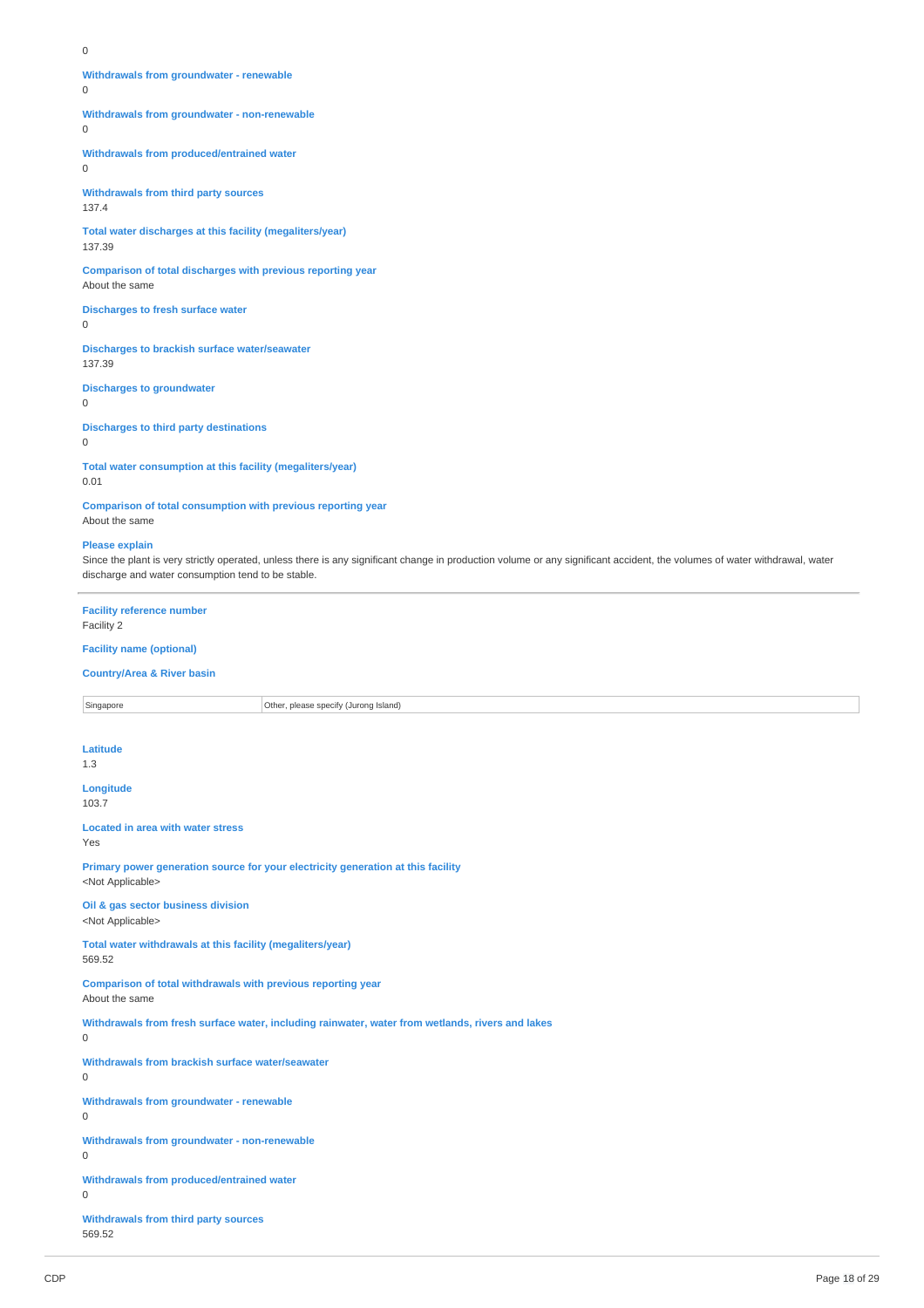0

**Withdrawals from groundwater - renewable**
0

**Withdrawals from groundwater - non-renewable**
0

**Withdrawals from produced/entrained water**
0

**Withdrawals from third party sources**
137.4

**Total water discharges at this facility (megaliters/year)**
137.39

**Comparison of total discharges with previous reporting year**
About the same

**Discharges to fresh surface water**
0

**Discharges to brackish surface water/seawater**
137.39

**Discharges to groundwater**
0

**Discharges to third party destinations**
0

**Total water consumption at this facility (megaliters/year)**
0.01

**Comparison of total consumption with previous reporting year**
About the same

**Please explain**
Since the plant is very strictly operated, unless there is any significant change in production volume or any significant accident, the volumes of water withdrawal, water discharge and water consumption tend to be stable.

---

**Facility reference number**
Facility 2

**Facility name (optional)**

**Country/Area & River basin**

| Singapore | Other, please specify (Jurong Island) |
|---|---|

**Latitude**
1.3

**Longitude**
103.7

**Located in area with water stress**
Yes

**Primary power generation source for your electricity generation at this facility**
<Not Applicable>

**Oil & gas sector business division**
<Not Applicable>

**Total water withdrawals at this facility (megaliters/year)**
569.52

**Comparison of total withdrawals with previous reporting year**
About the same

**Withdrawals from fresh surface water, including rainwater, water from wetlands, rivers and lakes**
0

**Withdrawals from brackish surface water/seawater**
0

**Withdrawals from groundwater - renewable**
0

**Withdrawals from groundwater - non-renewable**
0

**Withdrawals from produced/entrained water**
0

**Withdrawals from third party sources**
569.52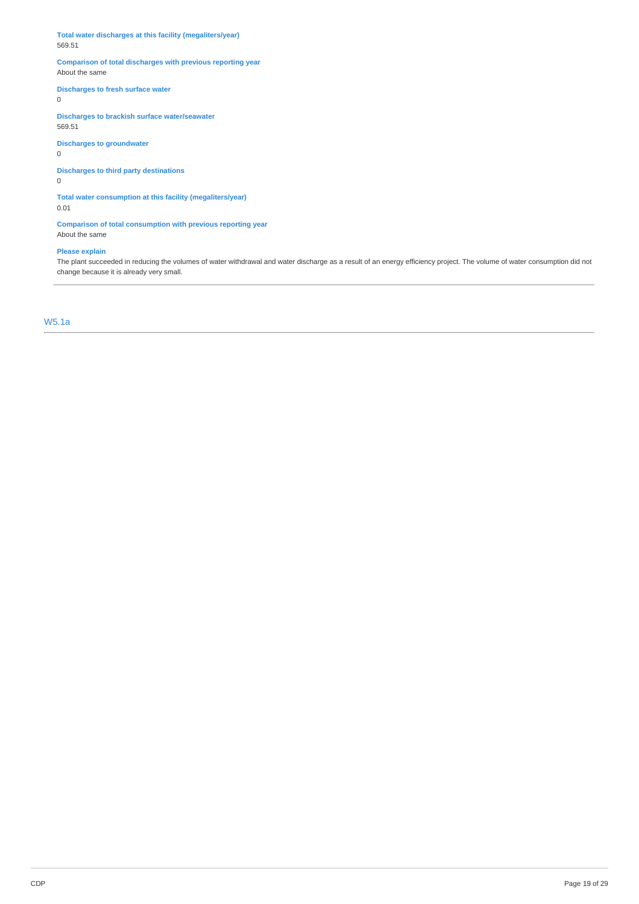**Total water discharges at this facility (megaliters/year)**
569.51

**Comparison of total discharges with previous reporting year**
About the same

**Discharges to fresh surface water**
0

**Discharges to brackish surface water/seawater**
569.51

**Discharges to groundwater**
0

**Discharges to third party destinations**
0

**Total water consumption at this facility (megaliters/year)**
0.01

**Comparison of total consumption with previous reporting year**
About the same

**Please explain**
The plant succeeded in reducing the volumes of water withdrawal and water discharge as a result of an energy efficiency project. The volume of water consumption did not change because it is already very small.

---

## W5.1a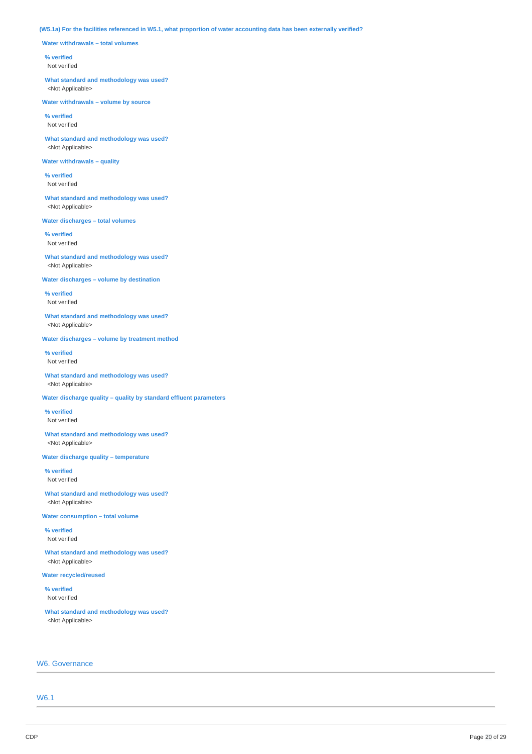**(W5.1a) For the facilities referenced in W5.1, what proportion of water accounting data has been externally verified?**

**Water withdrawals – total volumes**

**% verified**
Not verified

**What standard and methodology was used?**
<Not Applicable>

**Water withdrawals – volume by source**

**% verified**
Not verified

**What standard and methodology was used?**
<Not Applicable>

**Water withdrawals – quality**

**% verified**
Not verified

**What standard and methodology was used?**
<Not Applicable>

**Water discharges – total volumes**

**% verified**
Not verified

**What standard and methodology was used?**
<Not Applicable>

**Water discharges – volume by destination**

**% verified**
Not verified

**What standard and methodology was used?**
<Not Applicable>

**Water discharges – volume by treatment method**

**% verified**
Not verified

**What standard and methodology was used?**
<Not Applicable>

**Water discharge quality – quality by standard effluent parameters**

**% verified**
Not verified

**What standard and methodology was used?**
<Not Applicable>

**Water discharge quality – temperature**

**% verified**
Not verified

**What standard and methodology was used?**
<Not Applicable>

**Water consumption – total volume**

**% verified**
Not verified

**What standard and methodology was used?**
<Not Applicable>

**Water recycled/reused**

**% verified**
Not verified

**What standard and methodology was used?**
<Not Applicable>

## W6. Governance

### W6.1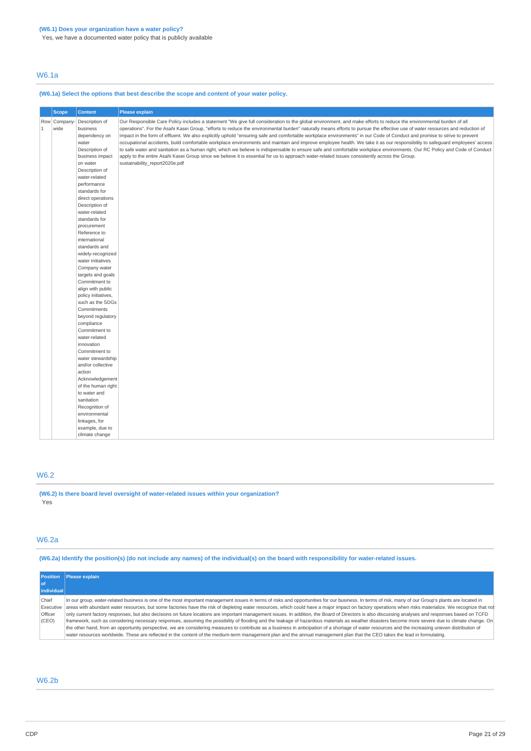**(W6.1) Does your organization have a water policy?**

Yes, we have a documented water policy that is publicly available

## W6.1a

**(W6.1a) Select the options that best describe the scope and content of your water policy.**

| | Scope | Content | Please explain |
|---|---|---|---|
| Row 1 | Company-wide | Description of business dependency on water<br>Description of business impact on water<br>Description of water-related performance standards for direct operations<br>Description of water-related standards for procurement<br>Reference to international standards and widely-recognized water initiatives<br>Company water targets and goals<br>Commitment to align with public policy initiatives, such as the SDGs<br>Commitments beyond regulatory compliance<br>Commitment to water-related innovation<br>Commitment to water stewardship and/or collective action<br>Acknowledgement of the human right to water and sanitation<br>Recognition of environmental linkages, for example, due to climate change | Our Responsible Care Policy includes a statement "We give full consideration to the global environment, and make efforts to reduce the environmental burden of all operations". For the Asahi Kasei Group, "efforts to reduce the environmental burden" naturally means efforts to pursue the effective use of water resources and reduction of impact in the form of effluent. We also explicitly uphold "ensuring safe and comfortable workplace environments" in our Code of Conduct and promise to strive to prevent occupational accidents, build comfortable workplace environments and maintain and improve employee health. We take it as our responsibility to safeguard employees' access to safe water and sanitation as a human right, which we believe is indispensable to ensure safe and comfortable workplace environments. Our RC Policy and Code of Conduct apply to the entire Asahi Kasei Group since we believe it is essential for us to approach water-related issues consistently across the Group.<br>sustainability_report2020e.pdf |

## W6.2

**(W6.2) Is there board level oversight of water-related issues within your organization?**

Yes

## W6.2a

**(W6.2a) Identify the position(s) (do not include any names) of the individual(s) on the board with responsibility for water-related issues.**

| Position of individual | Please explain |
|---|---|
| Chief Executive Officer (CEO) | In our group, water-related business is one of the most important management issues in terms of risks and opportunities for our business. In terms of risk, many of our Group's plants are located in areas with abundant water resources, but some factories have the risk of depleting water resources, which could have a major impact on factory operations when risks materialize. We recognize that not only current factory responses, but also decisions on future locations are important management issues. In addition, the Board of Directors is also discussing analyses and responses based on TCFD framework, such as considering necessary responses, assuming the possibility of flooding and the leakage of hazardous materials as weather disasters become more severe due to climate change. On the other hand, from an opportunity perspective, we are considering measures to contribute as a business in anticipation of a shortage of water resources and the increasing uneven distribution of water resources worldwide. These are reflected in the content of the medium-term management plan and the annual management plan that the CEO takes the lead in formulating. |

## W6.2b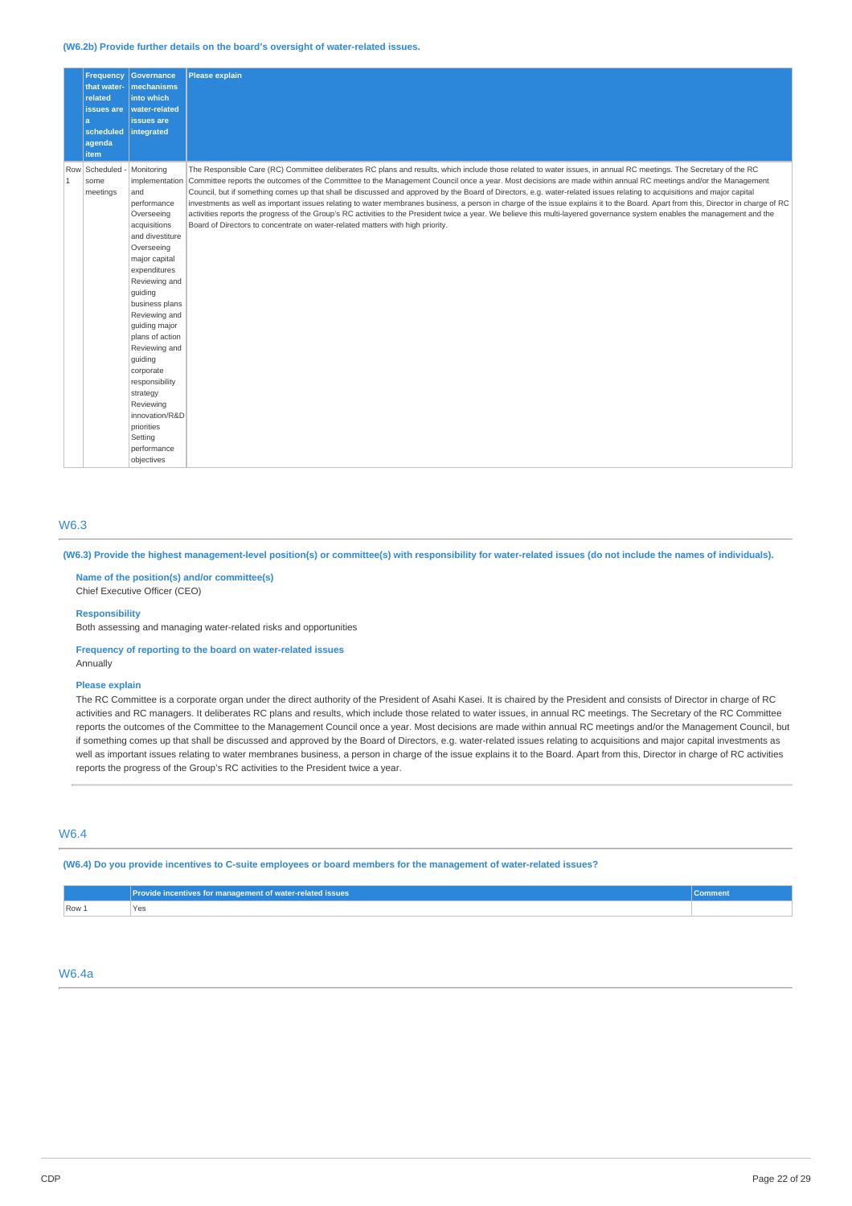**(W6.2b) Provide further details on the board's oversight of water-related issues.**

| | Frequency that water-related issues are a scheduled agenda item | Governance mechanisms into which water-related issues are integrated | Please explain |
|---|---|---|---|
| Row 1 | Scheduled - some meetings | Monitoring implementation and performance Overseeing acquisitions and divestiture Overseeing major capital expenditures Reviewing and guiding business plans Reviewing and guiding major plans of action Reviewing and guiding corporate responsibility strategy Reviewing innovation/R&D priorities Setting performance objectives | The Responsible Care (RC) Committee deliberates RC plans and results, which include those related to water issues, in annual RC meetings. The Secretary of the RC Committee reports the outcomes of the Committee to the Management Council once a year. Most decisions are made within annual RC meetings and/or the Management Council, but if something comes up that shall be discussed and approved by the Board of Directors, e.g. water-related issues relating to acquisitions and major capital investments as well as important issues relating to water membranes business, a person in charge of the issue explains it to the Board. Apart from this, Director in charge of RC activities reports the progress of the Group's RC activities to the President twice a year. We believe this multi-layered governance system enables the management and the Board of Directors to concentrate on water-related matters with high priority. |

## W6.3

**(W6.3) Provide the highest management-level position(s) or committee(s) with responsibility for water-related issues (do not include the names of individuals).**

**Name of the position(s) and/or committee(s)**
Chief Executive Officer (CEO)

**Responsibility**
Both assessing and managing water-related risks and opportunities

**Frequency of reporting to the board on water-related issues**
Annually

**Please explain**
The RC Committee is a corporate organ under the direct authority of the President of Asahi Kasei. It is chaired by the President and consists of Director in charge of RC activities and RC managers. It deliberates RC plans and results, which include those related to water issues, in annual RC meetings. The Secretary of the RC Committee reports the outcomes of the Committee to the Management Council once a year. Most decisions are made within annual RC meetings and/or the Management Council, but if something comes up that shall be discussed and approved by the Board of Directors, e.g. water-related issues relating to acquisitions and major capital investments as well as important issues relating to water membranes business, a person in charge of the issue explains it to the Board. Apart from this, Director in charge of RC activities reports the progress of the Group's RC activities to the President twice a year.

## W6.4

**(W6.4) Do you provide incentives to C-suite employees or board members for the management of water-related issues?**

| | Provide incentives for management of water-related issues | Comment |
|---|---|---|
| Row 1 | Yes | |

## W6.4a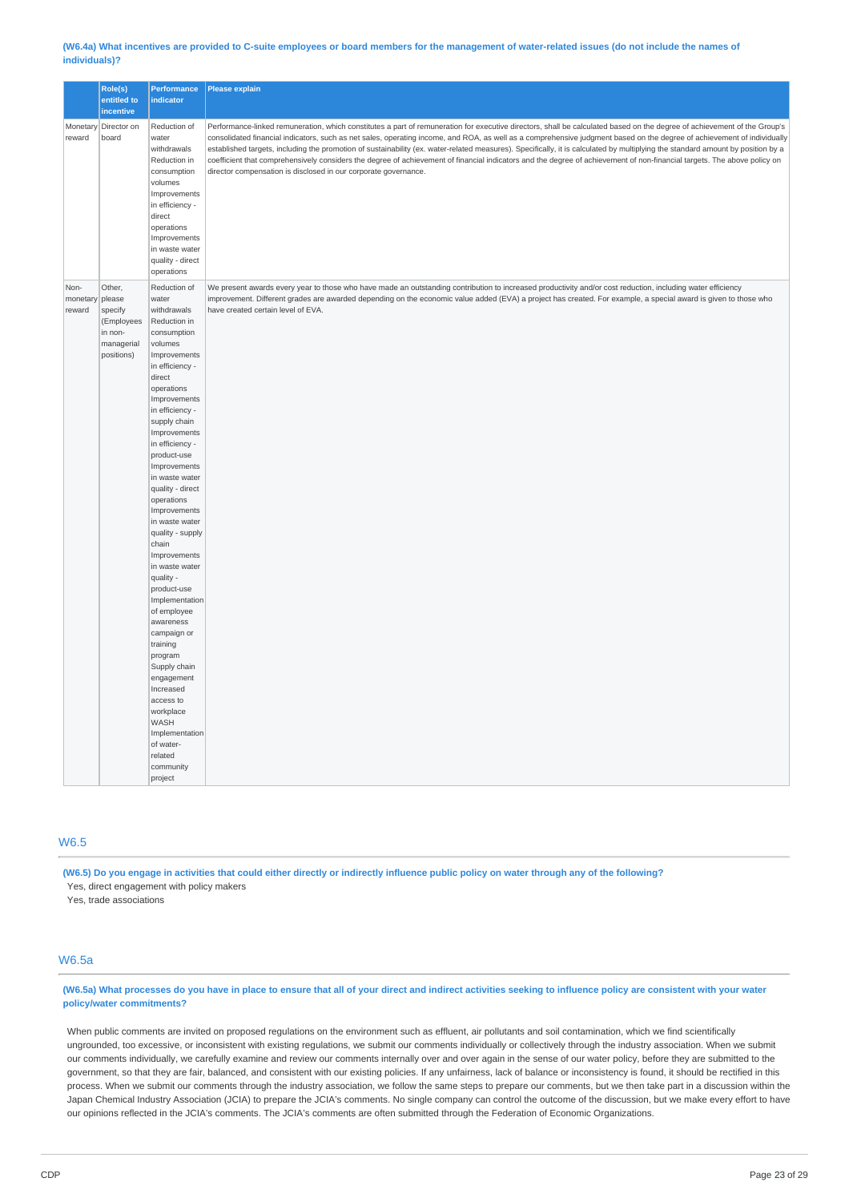**(W6.4a) What incentives are provided to C-suite employees or board members for the management of water-related issues (do not include the names of individuals)?**

| | Role(s) entitled to incentive | Performance indicator | Please explain |
|---|---|---|---|
| Monetary reward | Director on board | Reduction of water withdrawals<br>Reduction in consumption volumes<br>Improvements in efficiency - direct operations<br>Improvements in waste water quality - direct operations | Performance-linked remuneration, which constitutes a part of remuneration for executive directors, shall be calculated based on the degree of achievement of the Group's consolidated financial indicators, such as net sales, operating income, and ROA, as well as a comprehensive judgment based on the degree of achievement of individually established targets, including the promotion of sustainability (ex. water-related measures). Specifically, it is calculated by multiplying the standard amount by position by a coefficient that comprehensively considers the degree of achievement of financial indicators and the degree of achievement of non-financial targets. The above policy on director compensation is disclosed in our corporate governance. |
| Non-monetary reward | Other, please specify (Employees in non-managerial positions) | Reduction of water withdrawals<br>Reduction in consumption volumes<br>Improvements in efficiency - direct operations<br>Improvements in efficiency - supply chain<br>Improvements in efficiency - product-use<br>Improvements in waste water quality - direct operations<br>Improvements in waste water quality - supply chain<br>Improvements in waste water quality - product-use<br>Implementation of employee awareness campaign or training program<br>Supply chain engagement<br>Increased access to workplace WASH<br>Implementation of water-related community project | We present awards every year to those who have made an outstanding contribution to increased productivity and/or cost reduction, including water efficiency improvement. Different grades are awarded depending on the economic value added (EVA) a project has created. For example, a special award is given to those who have created certain level of EVA. |

## W6.5

**(W6.5) Do you engage in activities that could either directly or indirectly influence public policy on water through any of the following?**

Yes, direct engagement with policy makers

Yes, trade associations

## W6.5a

**(W6.5a) What processes do you have in place to ensure that all of your direct and indirect activities seeking to influence policy are consistent with your water policy/water commitments?**

When public comments are invited on proposed regulations on the environment such as effluent, air pollutants and soil contamination, which we find scientifically ungrounded, too excessive, or inconsistent with existing regulations, we submit our comments individually or collectively through the industry association. When we submit our comments individually, we carefully examine and review our comments internally over and over again in the sense of our water policy, before they are submitted to the government, so that they are fair, balanced, and consistent with our existing policies. If any unfairness, lack of balance or inconsistency is found, it should be rectified in this process. When we submit our comments through the industry association, we follow the same steps to prepare our comments, but we then take part in a discussion within the Japan Chemical Industry Association (JCIA) to prepare the JCIA's comments. No single company can control the outcome of the discussion, but we make every effort to have our opinions reflected in the JCIA's comments. The JCIA's comments are often submitted through the Federation of Economic Organizations.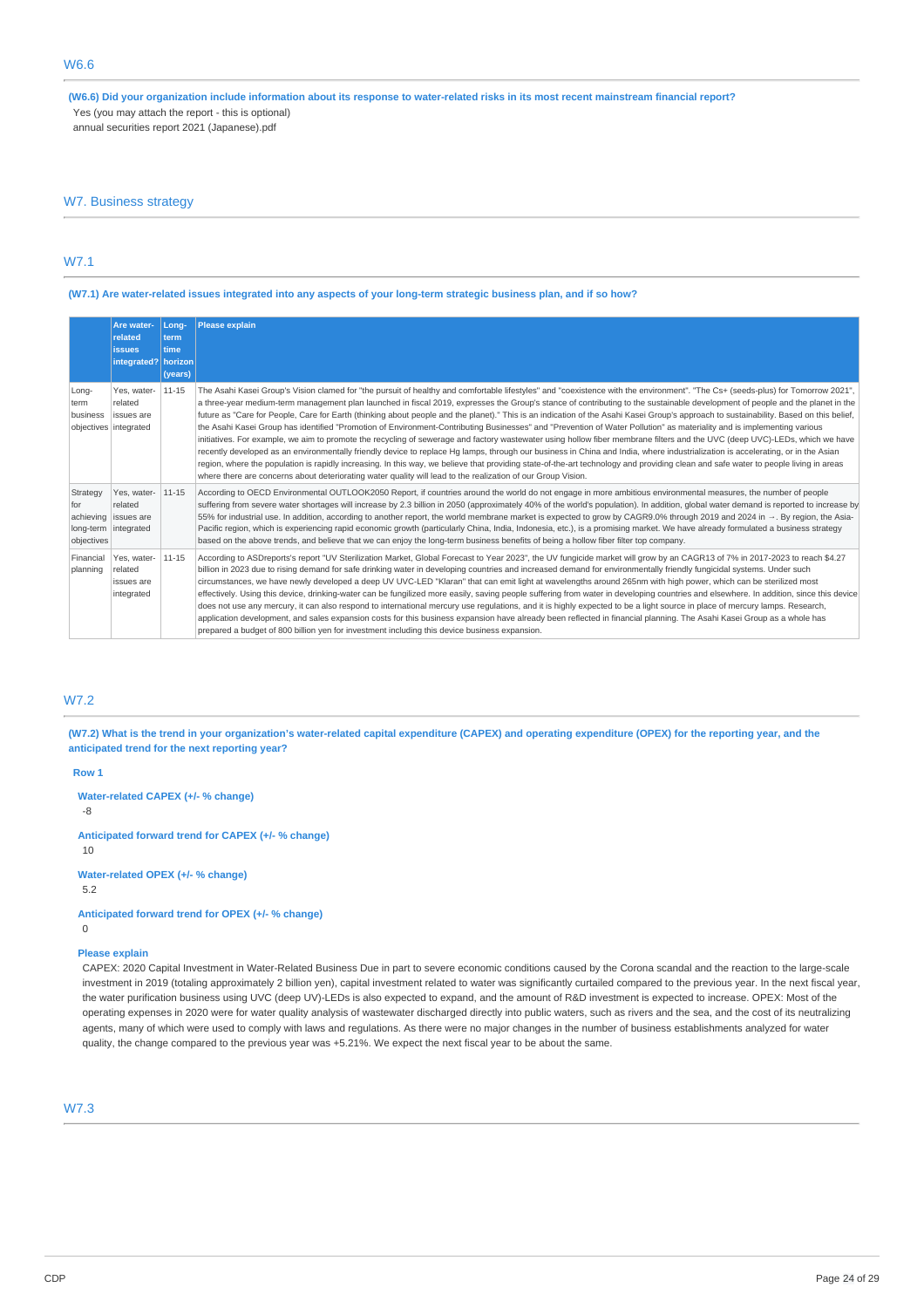## W6.6

**(W6.6) Did your organization include information about its response to water-related risks in its most recent mainstream financial report?**

Yes (you may attach the report - this is optional)

annual securities report 2021 (Japanese).pdf

# W7. Business strategy

## W7.1

**(W7.1) Are water-related issues integrated into any aspects of your long-term strategic business plan, and if so how?**

| | Are water-related issues integrated? | Long-term time horizon (years) | Please explain |
|---|---|---|---|
| Long-term business objectives | Yes, water-related issues are integrated | 11-15 | The Asahi Kasei Group's Vision clamed for "the pursuit of healthy and comfortable lifestyles" and "coexistence with the environment". "The Cs+ (seeds-plus) for Tomorrow 2021", a three-year medium-term management plan launched in fiscal 2019, expresses the Group's stance of contributing to the sustainable development of people and the planet in the future as "Care for People, Care for Earth (thinking about people and the planet)." This is an indication of the Asahi Kasei Group's approach to sustainability. Based on this belief, the Asahi Kasei Group has identified "Promotion of Environment-Contributing Businesses" and "Prevention of Water Pollution" as materiality and is implementing various initiatives. For example, we aim to promote the recycling of sewerage and factory wastewater using hollow fiber membrane filters and the UVC (deep UVC)-LEDs, which we have recently developed as an environmentally friendly device to replace Hg lamps, through our business in China and India, where industrialization is accelerating, or in the Asian region, where the population is rapidly increasing. In this way, we believe that providing state-of-the-art technology and providing clean and safe water to people living in areas where there are concerns about deteriorating water quality will lead to the realization of our Group Vision. |
| Strategy for achieving long-term objectives | Yes, water-related issues are integrated | 11-15 | According to OECD Environmental OUTLOOK2050 Report, if countries around the world do not engage in more ambitious environmental measures, the number of people suffering from severe water shortages will increase by 2.3 billion in 2050 (approximately 40% of the world's population). In addition, global water demand is reported to increase by 55% for industrial use. In addition, according to another report, the world membrane market is expected to grow by CAGR9.0% through 2019 and 2024 in →. By region, the Asia-Pacific region, which is experiencing rapid economic growth (particularly China, India, Indonesia, etc.), is a promising market. We have already formulated a business strategy based on the above trends, and believe that we can enjoy the long-term business benefits of being a hollow fiber filter top company. |
| Financial planning | Yes, water-related issues are integrated | 11-15 | According to ASDreports's report "UV Sterilization Market, Global Forecast to Year 2023", the UV fungicide market will grow by an CAGR13 of 7% in 2017-2023 to reach $4.27 billion in 2023 due to rising demand for safe drinking water in developing countries and increased demand for environmentally friendly fungicidal systems. Under such circumstances, we have newly developed a deep UV UVC-LED "Klaran" that can emit light at wavelengths around 265nm with high power, which can be sterilized most effectively. Using this device, drinking-water can be fungilized more easily, saving people suffering from water in developing countries and elsewhere. In addition, since this device does not use any mercury, it can also respond to international mercury use regulations, and it is highly expected to be a light source in place of mercury lamps. Research, application development, and sales expansion costs for this business expansion have already been reflected in financial planning. The Asahi Kasei Group as a whole has prepared a budget of 800 billion yen for investment including this device business expansion. |

## W7.2

**(W7.2) What is the trend in your organization's water-related capital expenditure (CAPEX) and operating expenditure (OPEX) for the reporting year, and the anticipated trend for the next reporting year?**

**Row 1**

**Water-related CAPEX (+/- % change)**

-8

**Anticipated forward trend for CAPEX (+/- % change)**

10

**Water-related OPEX (+/- % change)**

5.2

**Anticipated forward trend for OPEX (+/- % change)**

0

**Please explain**

CAPEX: 2020 Capital Investment in Water-Related Business Due in part to severe economic conditions caused by the Corona scandal and the reaction to the large-scale investment in 2019 (totaling approximately 2 billion yen), capital investment related to water was significantly curtailed compared to the previous year. In the next fiscal year, the water purification business using UVC (deep UV)-LEDs is also expected to expand, and the amount of R&D investment is expected to increase. OPEX: Most of the operating expenses in 2020 were for water quality analysis of wastewater discharged directly into public waters, such as rivers and the sea, and the cost of its neutralizing agents, many of which were used to comply with laws and regulations. As there were no major changes in the number of business establishments analyzed for water quality, the change compared to the previous year was +5.21%. We expect the next fiscal year to be about the same.

## W7.3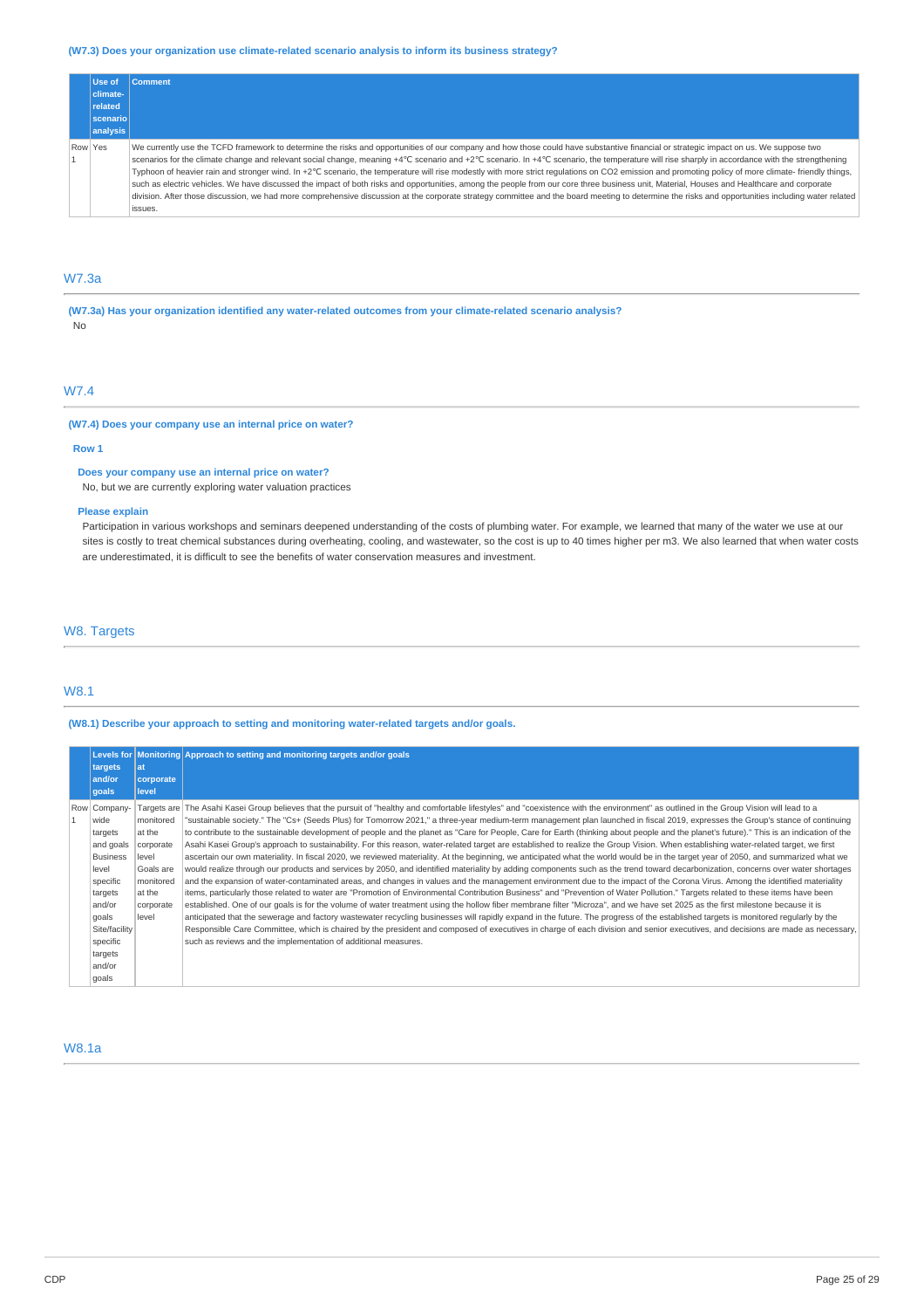**(W7.3) Does your organization use climate-related scenario analysis to inform its business strategy?**

| | Use of climate-related scenario analysis | Comment |
|---|---|---|
| Row 1 | Yes | We currently use the TCFD framework to determine the risks and opportunities of our company and how those could have substantive financial or strategic impact on us. We suppose two scenarios for the climate change and relevant social change, meaning +4℃ scenario and +2℃ scenario. In +4℃ scenario, the temperature will rise sharply in accordance with the strengthening Typhoon of heavier rain and stronger wind. In +2℃ scenario, the temperature will rise modestly with more strict regulations on CO2 emission and promoting policy of more climate- friendly things, such as electric vehicles. We have discussed the impact of both risks and opportunities, among the people from our core three business unit, Material, Houses and Healthcare and corporate division. After those discussion, we had more comprehensive discussion at the corporate strategy committee and the board meeting to determine the risks and opportunities including water related issues. |

## W7.3a

**(W7.3a) Has your organization identified any water-related outcomes from your climate-related scenario analysis?**

No

## W7.4

**(W7.4) Does your company use an internal price on water?**

**Row 1**

**Does your company use an internal price on water?**

No, but we are currently exploring water valuation practices

**Please explain**

Participation in various workshops and seminars deepened understanding of the costs of plumbing water. For example, we learned that many of the water we use at our sites is costly to treat chemical substances during overheating, cooling, and wastewater, so the cost is up to 40 times higher per m3. We also learned that when water costs are underestimated, it is difficult to see the benefits of water conservation measures and investment.

## W8. Targets

## W8.1

**(W8.1) Describe your approach to setting and monitoring water-related targets and/or goals.**

| | Levels for targets and/or goals | Monitoring at corporate level | Approach to setting and monitoring targets and/or goals |
|---|---|---|---|
| Row 1 | Company-wide targets and goals<br>Business level specific targets and/or goals<br>Site/facility specific targets and/or goals | Targets are monitored at the corporate level<br>Goals are monitored at the corporate level | The Asahi Kasei Group believes that the pursuit of "healthy and comfortable lifestyles" and "coexistence with the environment" as outlined in the Group Vision will lead to a "sustainable society." The "Cs+ (Seeds Plus) for Tomorrow 2021," a three-year medium-term management plan launched in fiscal 2019, expresses the Group's stance of continuing to contribute to the sustainable development of people and the planet as "Care for People, Care for Earth (thinking about people and the planet's future)." This is an indication of the Asahi Kasei Group's approach to sustainability. For this reason, water-related target are established to realize the Group Vision. When establishing water-related target, we first ascertain our own materiality. In fiscal 2020, we reviewed materiality. At the beginning, we anticipated what the world would be in the target year of 2050, and summarized what we would realize through our products and services by 2050, and identified materiality by adding components such as the trend toward decarbonization, concerns over water shortages and the expansion of water-contaminated areas, and changes in values and the management environment due to the impact of the Corona Virus. Among the identified materiality items, particularly those related to water are "Promotion of Environmental Contribution Business" and "Prevention of Water Pollution." Targets related to these items have been established. One of our goals is for the volume of water treatment using the hollow fiber membrane filter "Microza", and we have set 2025 as the first milestone because it is anticipated that the sewerage and factory wastewater recycling businesses will rapidly expand in the future. The progress of the established targets is monitored regularly by the Responsible Care Committee, which is chaired by the president and composed of executives in charge of each division and senior executives, and decisions are made as necessary, such as reviews and the implementation of additional measures. |

## W8.1a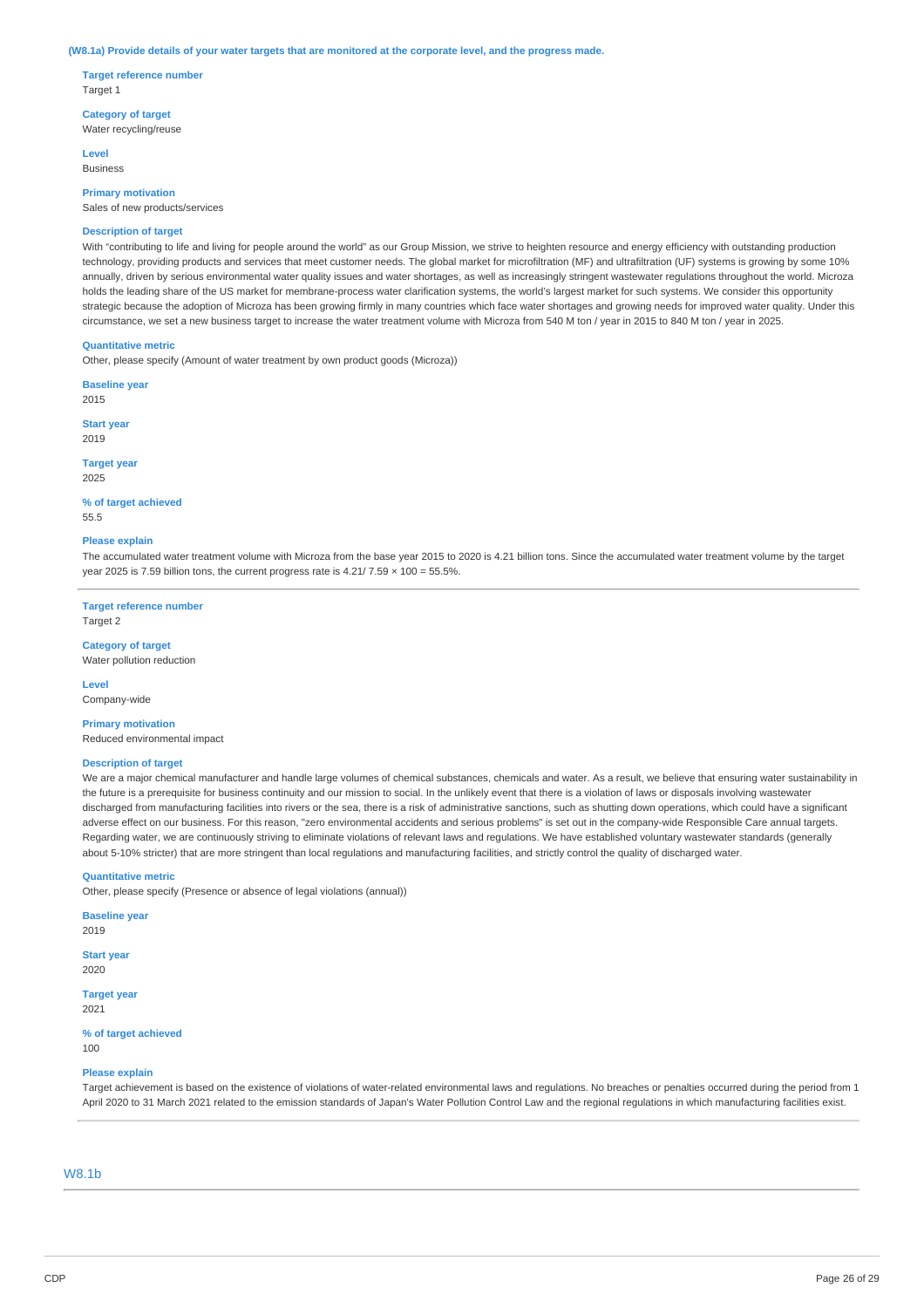**(W8.1a) Provide details of your water targets that are monitored at the corporate level, and the progress made.**

**Target reference number**
Target 1

**Category of target**
Water recycling/reuse

**Level**
Business

**Primary motivation**
Sales of new products/services

**Description of target**
With "contributing to life and living for people around the world" as our Group Mission, we strive to heighten resource and energy efficiency with outstanding production technology, providing products and services that meet customer needs. The global market for microfiltration (MF) and ultrafiltration (UF) systems is growing by some 10% annually, driven by serious environmental water quality issues and water shortages, as well as increasingly stringent wastewater regulations throughout the world. Microza holds the leading share of the US market for membrane-process water clarification systems, the world's largest market for such systems. We consider this opportunity strategic because the adoption of Microza has been growing firmly in many countries which face water shortages and growing needs for improved water quality. Under this circumstance, we set a new business target to increase the water treatment volume with Microza from 540 M ton / year in 2015 to 840 M ton / year in 2025.

**Quantitative metric**
Other, please specify (Amount of water treatment by own product goods (Microza))

**Baseline year**
2015

**Start year**
2019

**Target year**
2025

**% of target achieved**
55.5

**Please explain**
The accumulated water treatment volume with Microza from the base year 2015 to 2020 is 4.21 billion tons. Since the accumulated water treatment volume by the target year 2025 is 7.59 billion tons, the current progress rate is 4.21/ 7.59 × 100 = 55.5%.

---

**Target reference number**
Target 2

**Category of target**
Water pollution reduction

**Level**
Company-wide

**Primary motivation**
Reduced environmental impact

**Description of target**
We are a major chemical manufacturer and handle large volumes of chemical substances, chemicals and water. As a result, we believe that ensuring water sustainability in the future is a prerequisite for business continuity and our mission to social. In the unlikely event that there is a violation of laws or disposals involving wastewater discharged from manufacturing facilities into rivers or the sea, there is a risk of administrative sanctions, such as shutting down operations, which could have a significant adverse effect on our business. For this reason, "zero environmental accidents and serious problems" is set out in the company-wide Responsible Care annual targets. Regarding water, we are continuously striving to eliminate violations of relevant laws and regulations. We have established voluntary wastewater standards (generally about 5-10% stricter) that are more stringent than local regulations and manufacturing facilities, and strictly control the quality of discharged water.

**Quantitative metric**
Other, please specify (Presence or absence of legal violations (annual))

**Baseline year**
2019

**Start year**
2020

**Target year**
2021

**% of target achieved**
100

**Please explain**
Target achievement is based on the existence of violations of water-related environmental laws and regulations. No breaches or penalties occurred during the period from 1 April 2020 to 31 March 2021 related to the emission standards of Japan's Water Pollution Control Law and the regional regulations in which manufacturing facilities exist.

---

## W8.1b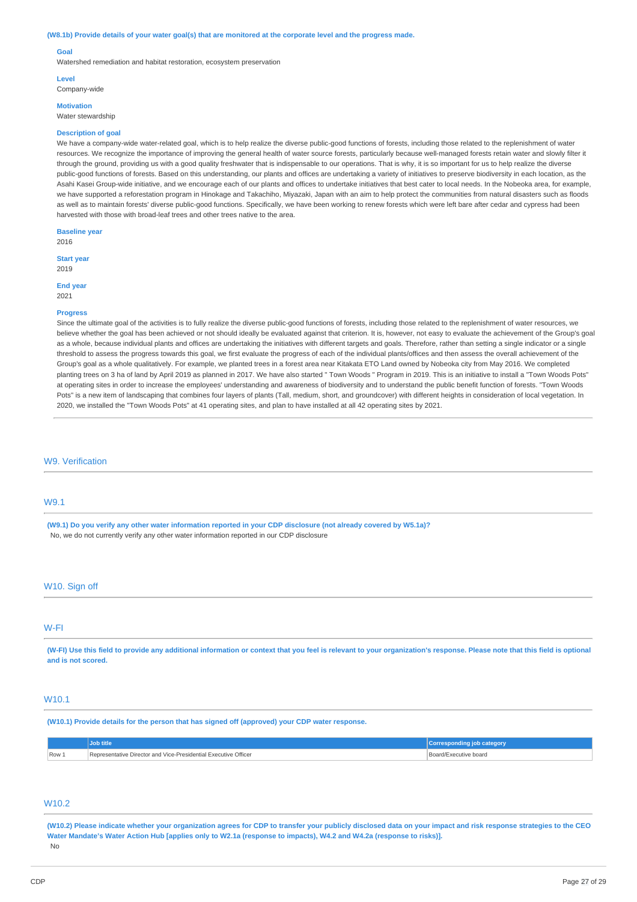**(W8.1b) Provide details of your water goal(s) that are monitored at the corporate level and the progress made.**

**Goal**
Watershed remediation and habitat restoration, ecosystem preservation

**Level**
Company-wide

**Motivation**
Water stewardship

**Description of goal**
We have a company-wide water-related goal, which is to help realize the diverse public-good functions of forests, including those related to the replenishment of water resources. We recognize the importance of improving the general health of water source forests, particularly because well-managed forests retain water and slowly filter it through the ground, providing us with a good quality freshwater that is indispensable to our operations. That is why, it is so important for us to help realize the diverse public-good functions of forests. Based on this understanding, our plants and offices are undertaking a variety of initiatives to preserve biodiversity in each location, as the Asahi Kasei Group-wide initiative, and we encourage each of our plants and offices to undertake initiatives that best cater to local needs. In the Nobeoka area, for example, we have supported a reforestation program in Hinokage and Takachiho, Miyazaki, Japan with an aim to help protect the communities from natural disasters such as floods as well as to maintain forests' diverse public-good functions. Specifically, we have been working to renew forests which were left bare after cedar and cypress had been harvested with those with broad-leaf trees and other trees native to the area.

**Baseline year**
2016

**Start year**
2019

**End year**
2021

**Progress**
Since the ultimate goal of the activities is to fully realize the diverse public-good functions of forests, including those related to the replenishment of water resources, we believe whether the goal has been achieved or not should ideally be evaluated against that criterion. It is, however, not easy to evaluate the achievement of the Group's goal as a whole, because individual plants and offices are undertaking the initiatives with different targets and goals. Therefore, rather than setting a single indicator or a single threshold to assess the progress towards this goal, we first evaluate the progress of each of the individual plants/offices and then assess the overall achievement of the Group's goal as a whole qualitatively. For example, we planted trees in a forest area near Kitakata ETO Land owned by Nobeoka city from May 2016. We completed planting trees on 3 ha of land by April 2019 as planned in 2017. We have also started " Town Woods " Program in 2019. This is an initiative to install a "Town Woods Pots" at operating sites in order to increase the employees' understanding and awareness of biodiversity and to understand the public benefit function of forests. "Town Woods Pots" is a new item of landscaping that combines four layers of plants (Tall, medium, short, and groundcover) with different heights in consideration of local vegetation. In 2020, we installed the "Town Woods Pots" at 41 operating sites, and plan to have installed at all 42 operating sites by 2021.

## W9. Verification

### W9.1

**(W9.1) Do you verify any other water information reported in your CDP disclosure (not already covered by W5.1a)?**
No, we do not currently verify any other water information reported in our CDP disclosure

## W10. Sign off

### W-FI

**(W-FI) Use this field to provide any additional information or context that you feel is relevant to your organization's response. Please note that this field is optional and is not scored.**

### W10.1

**(W10.1) Provide details for the person that has signed off (approved) your CDP water response.**

| | Job title | Corresponding job category |
|---|---|---|
| Row 1 | Representative Director and Vice-Presidential Executive Officer | Board/Executive board |

### W10.2

**(W10.2) Please indicate whether your organization agrees for CDP to transfer your publicly disclosed data on your impact and risk response strategies to the CEO Water Mandate's Water Action Hub [applies only to W2.1a (response to impacts), W4.2 and W4.2a (response to risks)].**
No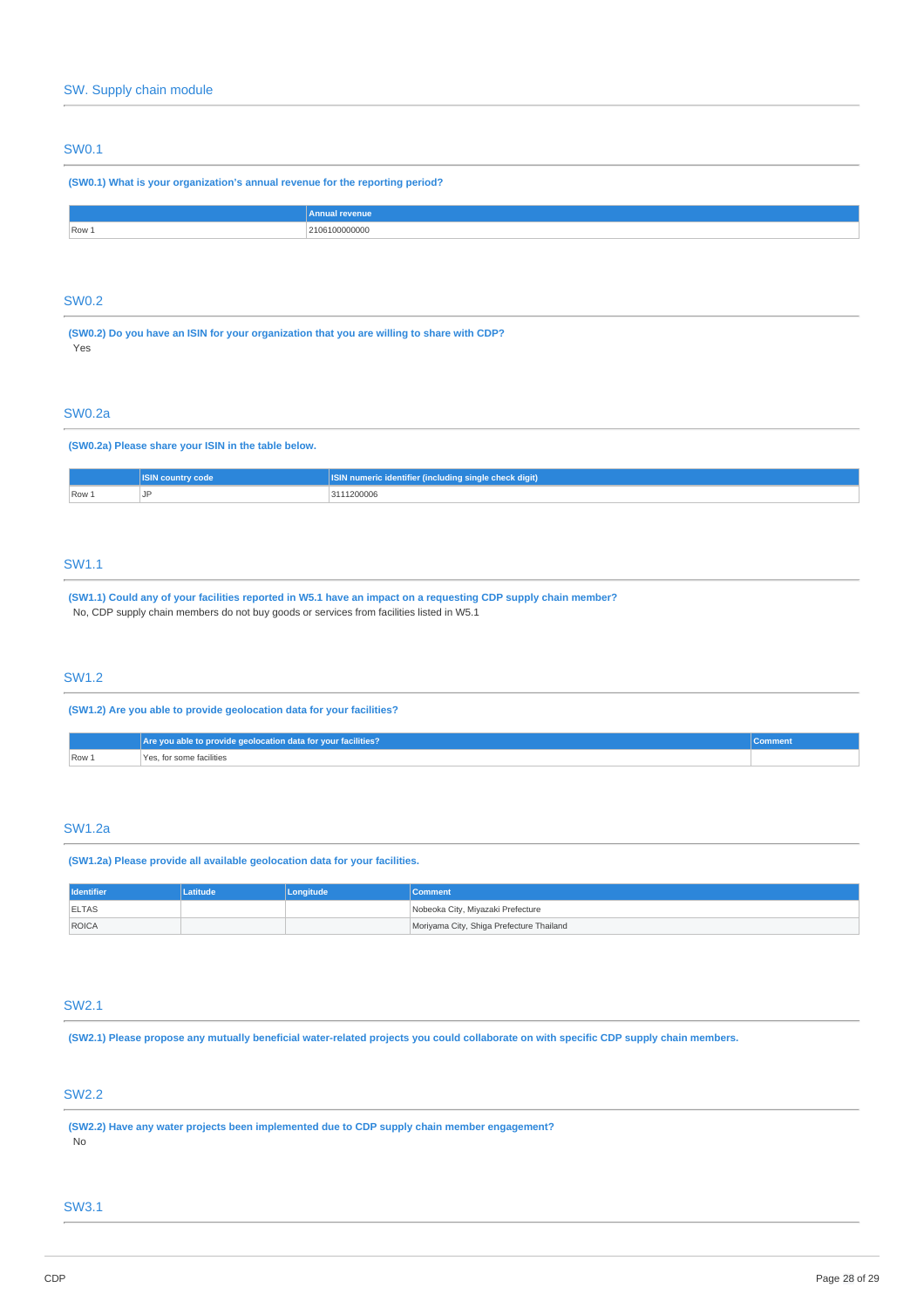## SW. Supply chain module

### SW0.1

**(SW0.1) What is your organization's annual revenue for the reporting period?**

| | Annual revenue |
|---|---|
| Row 1 | 2106100000000 |

### SW0.2

**(SW0.2) Do you have an ISIN for your organization that you are willing to share with CDP?**

Yes

### SW0.2a

**(SW0.2a) Please share your ISIN in the table below.**

| | ISIN country code | ISIN numeric identifier (including single check digit) |
|---|---|---|
| Row 1 | JP | 3111200006 |

### SW1.1

**(SW1.1) Could any of your facilities reported in W5.1 have an impact on a requesting CDP supply chain member?**

No, CDP supply chain members do not buy goods or services from facilities listed in W5.1

### SW1.2

**(SW1.2) Are you able to provide geolocation data for your facilities?**

| | Are you able to provide geolocation data for your facilities? | Comment |
|---|---|---|
| Row 1 | Yes, for some facilities | |

### SW1.2a

**(SW1.2a) Please provide all available geolocation data for your facilities.**

| Identifier | Latitude | Longitude | Comment |
|---|---|---|---|
| ELTAS | | | Nobeoka City, Miyazaki Prefecture |
| ROICA | | | Moriyama City, Shiga Prefecture Thailand |

### SW2.1

**(SW2.1) Please propose any mutually beneficial water-related projects you could collaborate on with specific CDP supply chain members.**

### SW2.2

**(SW2.2) Have any water projects been implemented due to CDP supply chain member engagement?**

No

### SW3.1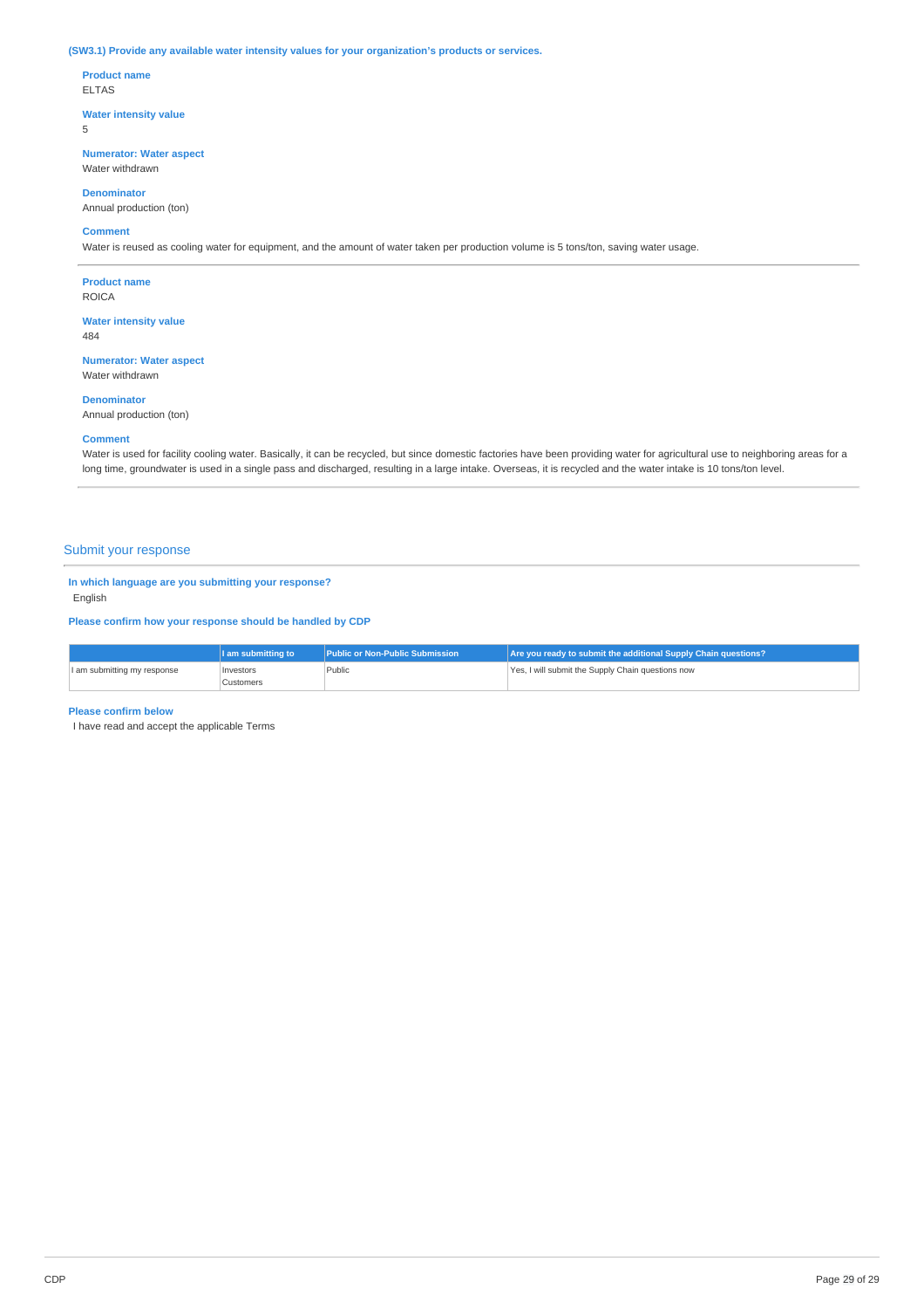**(SW3.1) Provide any available water intensity values for your organization's products or services.**

**Product name**
ELTAS

**Water intensity value**
5

**Numerator: Water aspect**
Water withdrawn

**Denominator**
Annual production (ton)

**Comment**
Water is reused as cooling water for equipment, and the amount of water taken per production volume is 5 tons/ton, saving water usage.

---

**Product name**
ROICA

**Water intensity value**
484

**Numerator: Water aspect**
Water withdrawn

**Denominator**
Annual production (ton)

**Comment**
Water is used for facility cooling water. Basically, it can be recycled, but since domestic factories have been providing water for agricultural use to neighboring areas for a long time, groundwater is used in a single pass and discharged, resulting in a large intake. Overseas, it is recycled and the water intake is 10 tons/ton level.

---

## Submit your response

**In which language are you submitting your response?**
English

**Please confirm how your response should be handled by CDP**

| | I am submitting to | Public or Non-Public Submission | Are you ready to submit the additional Supply Chain questions? |
|---|---|---|---|
| I am submitting my response | Investors<br>Customers | Public | Yes, I will submit the Supply Chain questions now |

**Please confirm below**
I have read and accept the applicable Terms